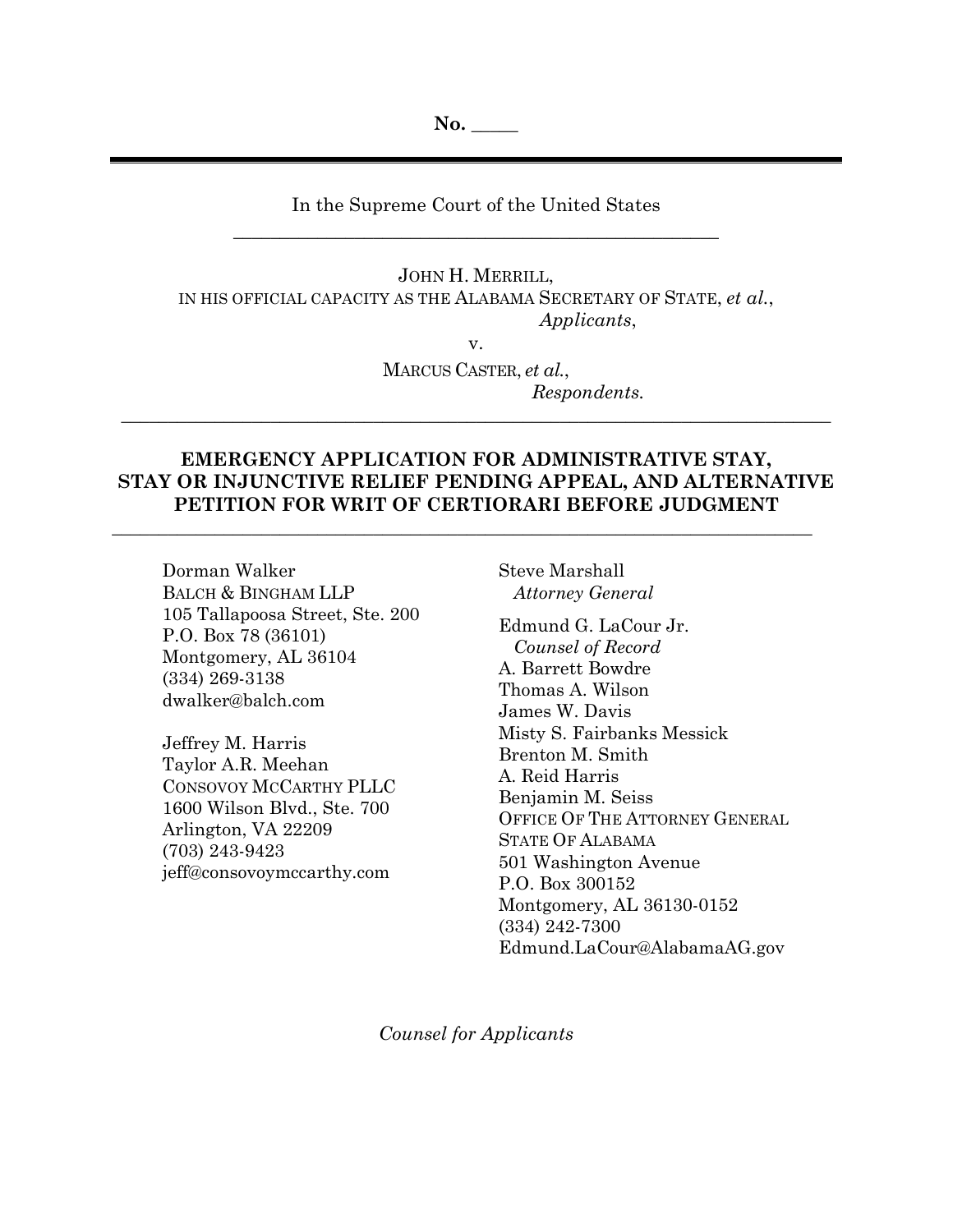No. _____

In the Supreme Court of the United States

JOHN H. MERRILL,
IN HIS OFFICIAL CAPACITY AS THE ALABAMA SECRETARY OF STATE, *et al.*,
*Applicants*,

v.

MARCUS CASTER, *et al.*,
*Respondents.*

---

**EMERGENCY APPLICATION FOR ADMINISTRATIVE STAY, STAY OR INJUNCTIVE RELIEF PENDING APPEAL, AND ALTERNATIVE PETITION FOR WRIT OF CERTIORARI BEFORE JUDGMENT**

---

Dorman Walker
BALCH & BINGHAM LLP
105 Tallapoosa Street, Ste. 200
P.O. Box 78 (36101)
Montgomery, AL 36104
(334) 269-3138
dwalker@balch.com

Jeffrey M. Harris
Taylor A.R. Meehan
CONSOVOY MCCARTHY PLLC
1600 Wilson Blvd., Ste. 700
Arlington, VA 22209
(703) 243-9423
jeff@consovoymccarthy.com

Steve Marshall
*Attorney General*

Edmund G. LaCour Jr.
*Counsel of Record*
A. Barrett Bowdre
Thomas A. Wilson
James W. Davis
Misty S. Fairbanks Messick
Brenton M. Smith
A. Reid Harris
Benjamin M. Seiss
OFFICE OF THE ATTORNEY GENERAL
STATE OF ALABAMA
501 Washington Avenue
P.O. Box 300152
Montgomery, AL 36130-0152
(334) 242-7300
Edmund.LaCour@AlabamaAG.gov

*Counsel for Applicants*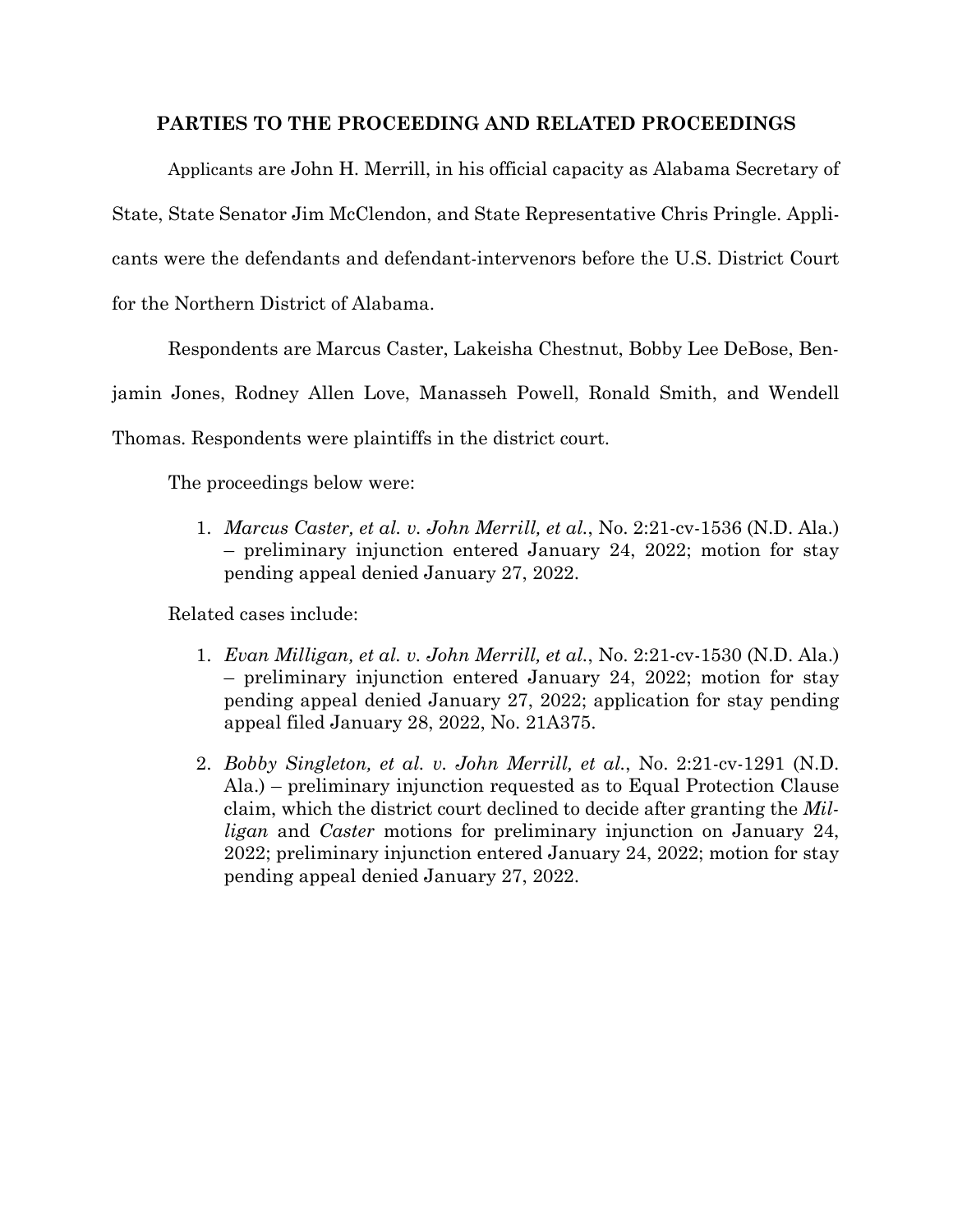## PARTIES TO THE PROCEEDING AND RELATED PROCEEDINGS

Applicants are John H. Merrill, in his official capacity as Alabama Secretary of State, State Senator Jim McClendon, and State Representative Chris Pringle. Applicants were the defendants and defendant-intervenors before the U.S. District Court for the Northern District of Alabama.

Respondents are Marcus Caster, Lakeisha Chestnut, Bobby Lee DeBose, Benjamin Jones, Rodney Allen Love, Manasseh Powell, Ronald Smith, and Wendell Thomas. Respondents were plaintiffs in the district court.

The proceedings below were:

1. *Marcus Caster, et al. v. John Merrill, et al.*, No. 2:21-cv-1536 (N.D. Ala.) – preliminary injunction entered January 24, 2022; motion for stay pending appeal denied January 27, 2022.

Related cases include:

1. *Evan Milligan, et al. v. John Merrill, et al.*, No. 2:21-cv-1530 (N.D. Ala.) – preliminary injunction entered January 24, 2022; motion for stay pending appeal denied January 27, 2022; application for stay pending appeal filed January 28, 2022, No. 21A375.
2. *Bobby Singleton, et al. v. John Merrill, et al.*, No. 2:21-cv-1291 (N.D. Ala.) – preliminary injunction requested as to Equal Protection Clause claim, which the district court declined to decide after granting the *Milligan* and *Caster* motions for preliminary injunction on January 24, 2022; preliminary injunction entered January 24, 2022; motion for stay pending appeal denied January 27, 2022.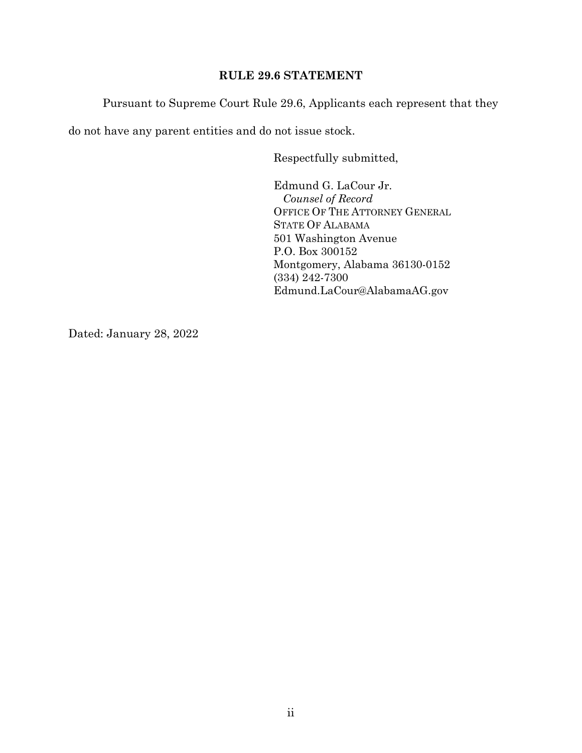## RULE 29.6 STATEMENT

Pursuant to Supreme Court Rule 29.6, Applicants each represent that they do not have any parent entities and do not issue stock.

Respectfully submitted,

Edmund G. LaCour Jr.  
*Counsel of Record*  
OFFICE OF THE ATTORNEY GENERAL  
STATE OF ALABAMA  
501 Washington Avenue  
P.O. Box 300152  
Montgomery, Alabama 36130-0152  
(334) 242-7300  
Edmund.LaCour@AlabamaAG.gov

Dated: January 28, 2022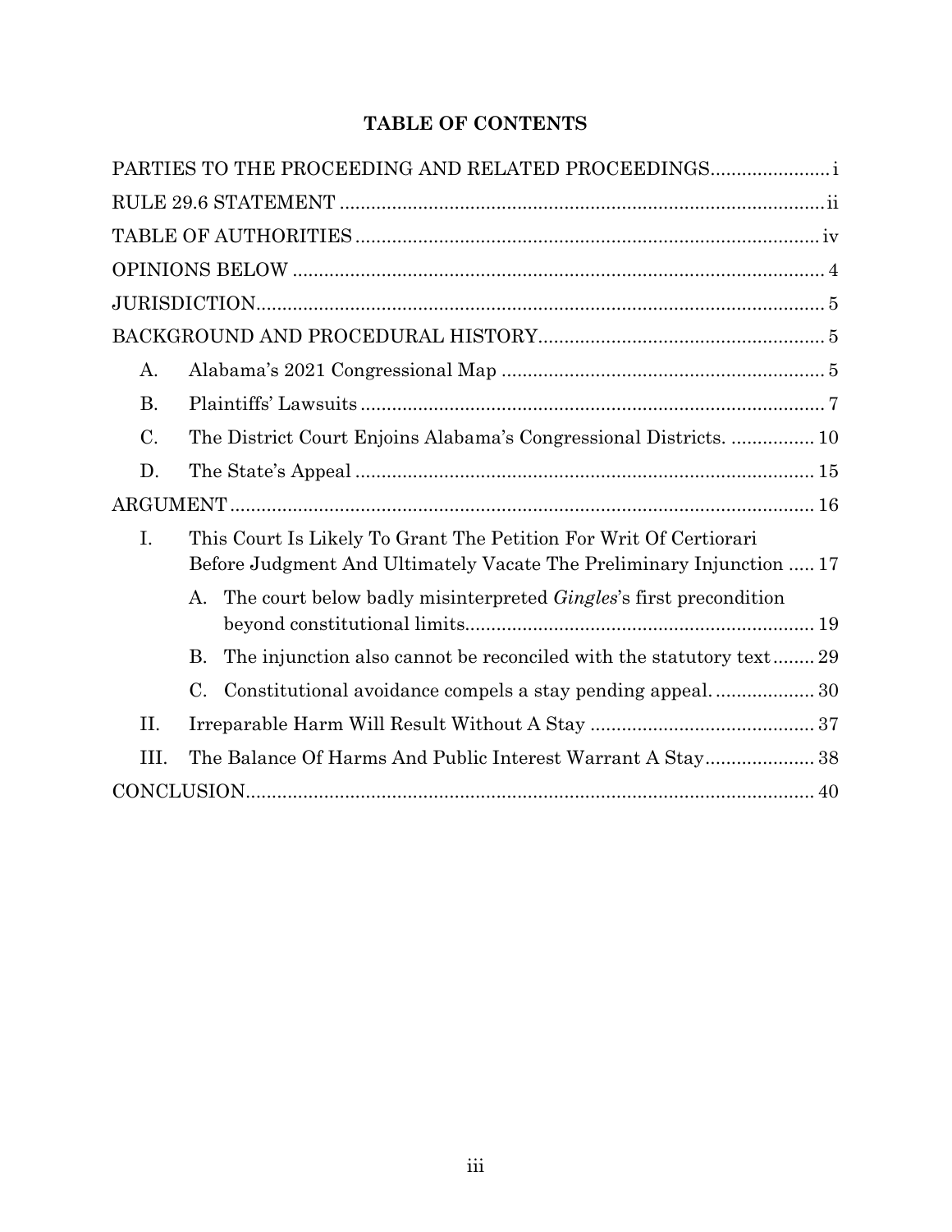**TABLE OF CONTENTS**

PARTIES TO THE PROCEEDING AND RELATED PROCEEDINGS ..................... i

RULE 29.6 STATEMENT ..................... ii

TABLE OF AUTHORITIES ..................... iv

OPINIONS BELOW ..................... 4

JURISDICTION ..................... 5

BACKGROUND AND PROCEDURAL HISTORY ..................... 5

- A. Alabama's 2021 Congressional Map ..................... 5
- B. Plaintiffs' Lawsuits ..................... 7
- C. The District Court Enjoins Alabama's Congressional Districts. ..................... 10
- D. The State's Appeal ..................... 15

ARGUMENT ..................... 16

- I. This Court Is Likely To Grant The Petition For Writ Of Certiorari Before Judgment And Ultimately Vacate The Preliminary Injunction ..... 17
  - A. The court below badly misinterpreted *Gingles*'s first precondition beyond constitutional limits ..................... 19
  - B. The injunction also cannot be reconciled with the statutory text ..... 29
  - C. Constitutional avoidance compels a stay pending appeal. ..................... 30
- II. Irreparable Harm Will Result Without A Stay ..................... 37
- III. The Balance Of Harms And Public Interest Warrant A Stay ..................... 38

CONCLUSION ..................... 40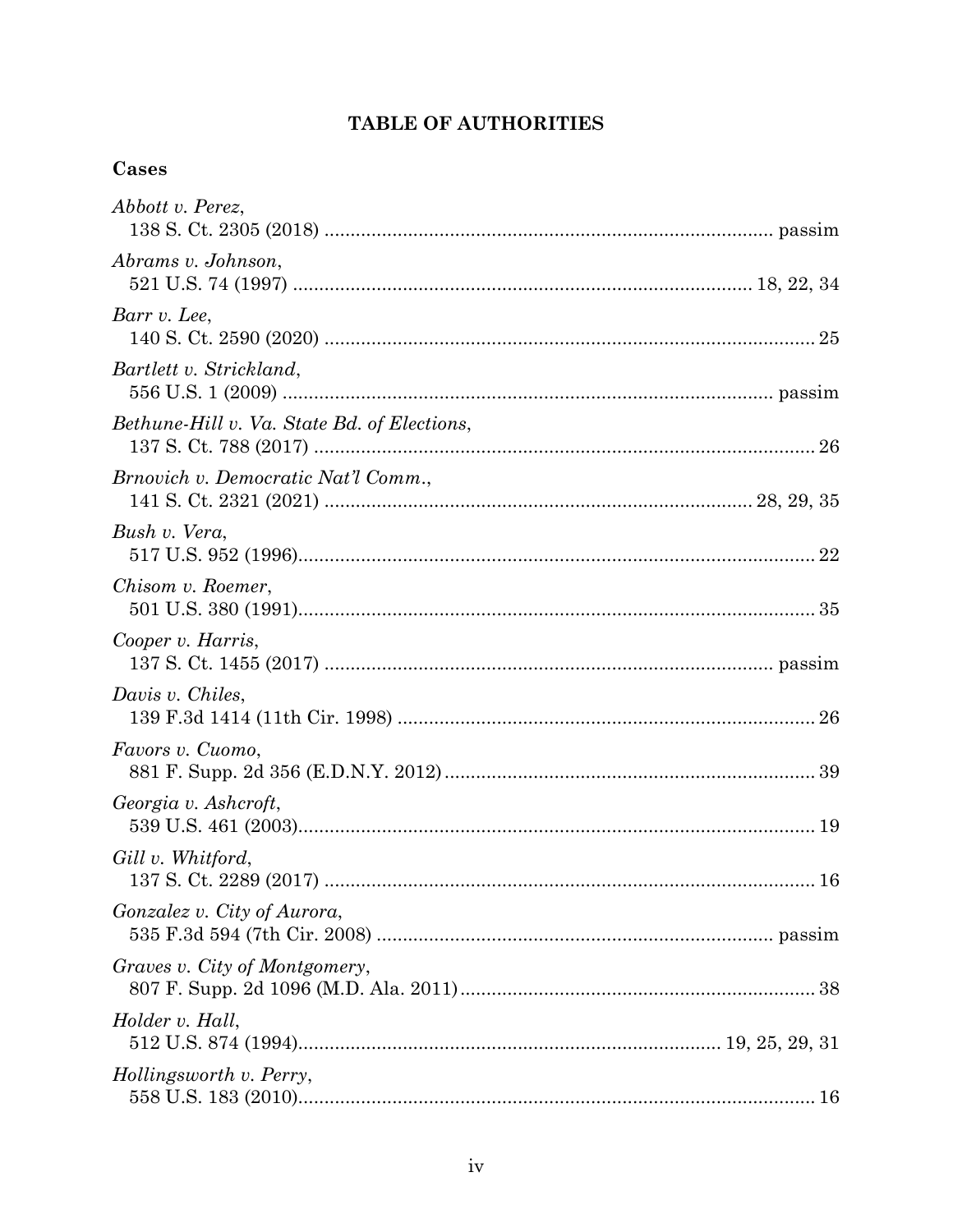## TABLE OF AUTHORITIES

### Cases

*Abbott v. Perez*,
138 S. Ct. 2305 (2018) .................................................................................... passim

*Abrams v. Johnson*,
521 U.S. 74 (1997) ...................................................................................... 18, 22, 34

*Barr v. Lee*,
140 S. Ct. 2590 (2020) ............................................................................................ 25

*Bartlett v. Strickland*,
556 U.S. 1 (2009) ........................................................................................... passim

*Bethune-Hill v. Va. State Bd. of Elections*,
137 S. Ct. 788 (2017) .............................................................................................. 26

*Brnovich v. Democratic Nat'l Comm.*,
141 S. Ct. 2321 (2021) ................................................................................ 28, 29, 35

*Bush v. Vera*,
517 U.S. 952 (1996) ................................................................................................. 22

*Chisom v. Roemer*,
501 U.S. 380 (1991) ................................................................................................. 35

*Cooper v. Harris*,
137 S. Ct. 1455 (2017) .................................................................................... passim

*Davis v. Chiles*,
139 F.3d 1414 (11th Cir. 1998) .............................................................................. 26

*Favors v. Cuomo*,
881 F. Supp. 2d 356 (E.D.N.Y. 2012) ..................................................................... 39

*Georgia v. Ashcroft*,
539 U.S. 461 (2003) ................................................................................................. 19

*Gill v. Whitford*,
137 S. Ct. 2289 (2017) ............................................................................................ 16

*Gonzalez v. City of Aurora*,
535 F.3d 594 (7th Cir. 2008) ........................................................................... passim

*Graves v. City of Montgomery*,
807 F. Supp. 2d 1096 (M.D. Ala. 2011) .................................................................. 38

*Holder v. Hall*,
512 U.S. 874 (1994) ................................................................................ 19, 25, 29, 31

*Hollingsworth v. Perry*,
558 U.S. 183 (2010) ................................................................................................. 16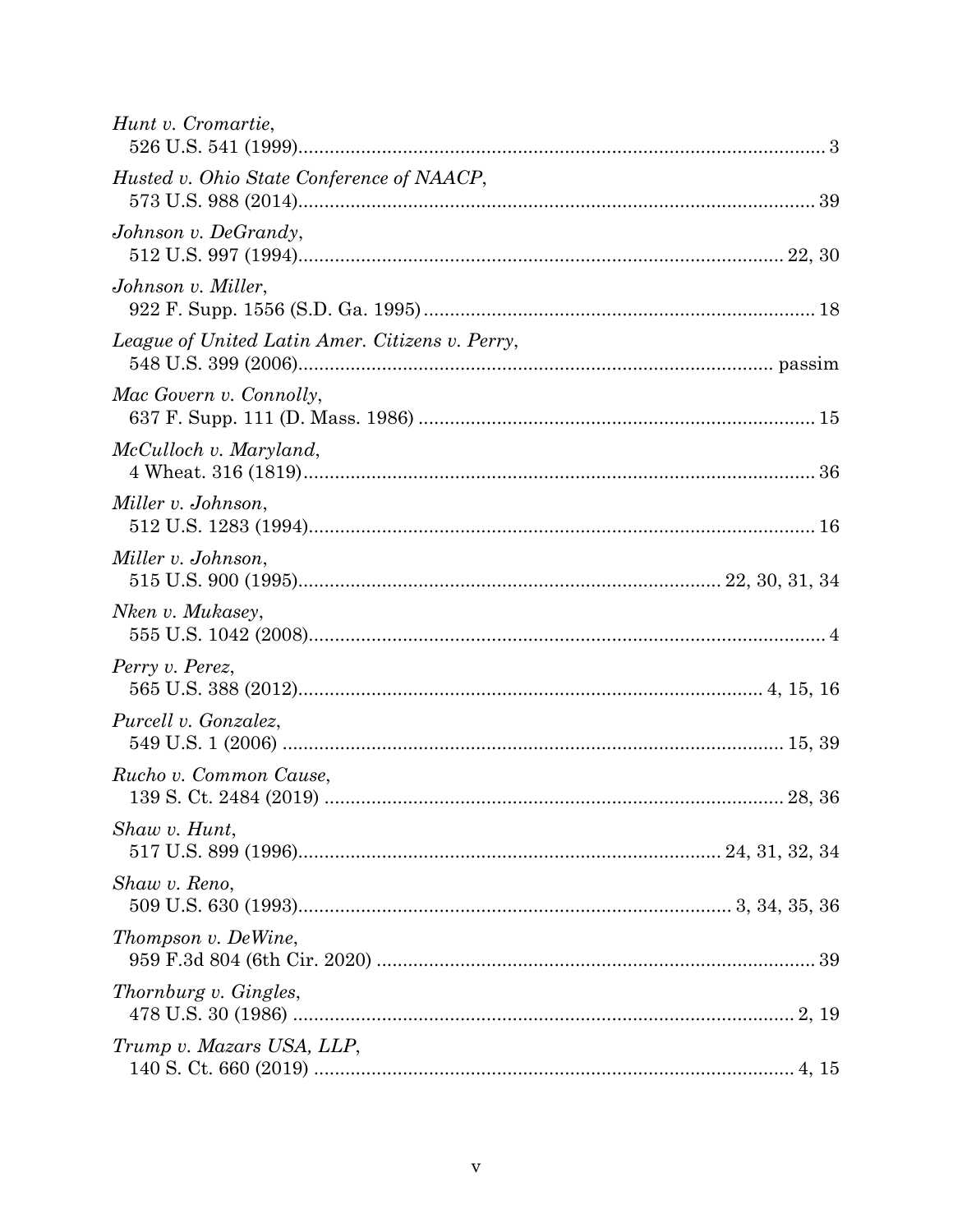*Hunt v. Cromartie*,
526 U.S. 541 (1999)........................................................................................................ 3

*Husted v. Ohio State Conference of NAACP*,
573 U.S. 988 (2014)...................................................................................................... 39

*Johnson v. DeGrandy*,
512 U.S. 997 (1994)............................................................................................... 22, 30

*Johnson v. Miller*,
922 F. Supp. 1556 (S.D. Ga. 1995)........................................................................... 18

*League of United Latin Amer. Citizens v. Perry*,
548 U.S. 399 (2006)............................................................................................. passim

*Mac Govern v. Connolly*,
637 F. Supp. 111 (D. Mass. 1986)............................................................................ 15

*McCulloch v. Maryland*,
4 Wheat. 316 (1819)..................................................................................................... 36

*Miller v. Johnson*,
512 U.S. 1283 (1994)..................................................................................................... 16

*Miller v. Johnson*,
515 U.S. 900 (1995).................................................................................. 22, 30, 31, 34

*Nken v. Mukasey*,
555 U.S. 1042 (2008)....................................................................................................... 4

*Perry v. Perez*,
565 U.S. 388 (2012).......................................................................................... 4, 15, 16

*Purcell v. Gonzalez*,
549 U.S. 1 (2006)..................................................................................................... 15, 39

*Rucho v. Common Cause*,
139 S. Ct. 2484 (2019)............................................................................................ 28, 36

*Shaw v. Hunt*,
517 U.S. 899 (1996).................................................................................. 24, 31, 32, 34

*Shaw v. Reno*,
509 U.S. 630 (1993)................................................................................... 3, 34, 35, 36

*Thompson v. DeWine*,
959 F.3d 804 (6th Cir. 2020)...................................................................................... 39

*Thornburg v. Gingles*,
478 U.S. 30 (1986).................................................................................................... 2, 19

*Trump v. Mazars USA, LLP*,
140 S. Ct. 660 (2019)................................................................................................ 4, 15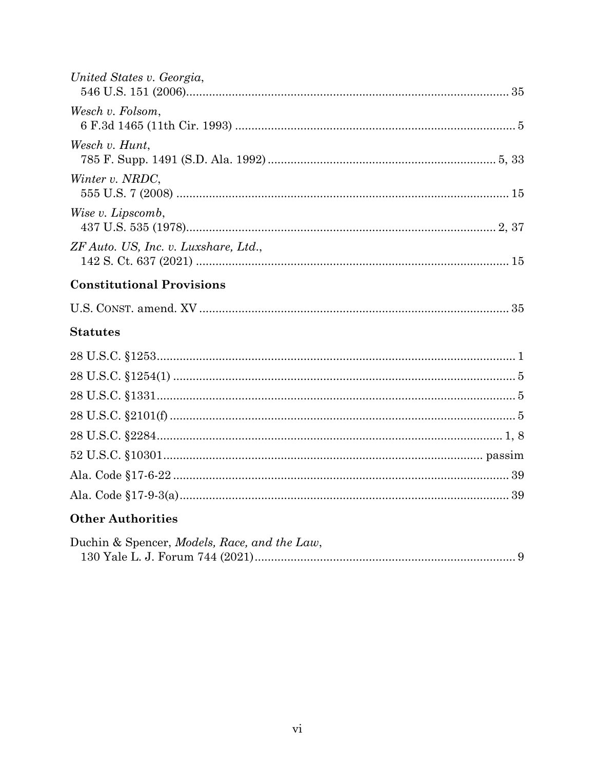*United States v. Georgia*,
546 U.S. 151 (2006) ........................................................................................ 35

*Wesch v. Folsom*,
6 F.3d 1465 (11th Cir. 1993) ........................................................................ 5

*Wesch v. Hunt*,
785 F. Supp. 1491 (S.D. Ala. 1992) ........................................................ 5, 33

*Winter v. NRDC*,
555 U.S. 7 (2008) ........................................................................................ 15

*Wise v. Lipscomb*,
437 U.S. 535 (1978) ................................................................................ 2, 37

*ZF Auto. US, Inc. v. Luxshare, Ltd.*,
142 S. Ct. 637 (2021) .................................................................................. 15

### Constitutional Provisions

U.S. CONST. amend. XV ................................................................................ 35

### Statutes

28 U.S.C. §1253 ................................................................................................ 1

28 U.S.C. §1254(1) .......................................................................................... 5

28 U.S.C. §1331 ................................................................................................ 5

28 U.S.C. §2101(f) ........................................................................................... 5

28 U.S.C. §2284 ............................................................................................ 1, 8

52 U.S.C. §10301 ..................................................................................... passim

Ala. Code §17-6-22 ........................................................................................ 39

Ala. Code §17-9-3(a) ...................................................................................... 39

### Other Authorities

Duchin & Spencer, *Models, Race, and the Law*,
130 Yale L. J. Forum 744 (2021) ................................................................... 9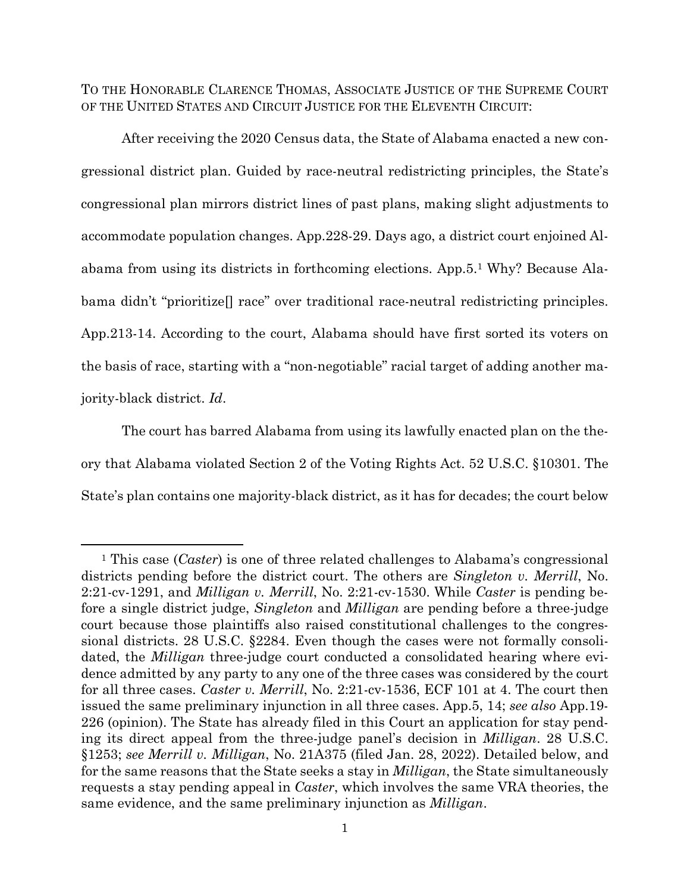TO THE HONORABLE CLARENCE THOMAS, ASSOCIATE JUSTICE OF THE SUPREME COURT OF THE UNITED STATES AND CIRCUIT JUSTICE FOR THE ELEVENTH CIRCUIT:

After receiving the 2020 Census data, the State of Alabama enacted a new congressional district plan. Guided by race-neutral redistricting principles, the State's congressional plan mirrors district lines of past plans, making slight adjustments to accommodate population changes. App.228-29. Days ago, a district court enjoined Alabama from using its districts in forthcoming elections. App.5.[1] Why? Because Alabama didn't "prioritize[] race" over traditional race-neutral redistricting principles. App.213-14. According to the court, Alabama should have first sorted its voters on the basis of race, starting with a "non-negotiable" racial target of adding another majority-black district. *Id*.

The court has barred Alabama from using its lawfully enacted plan on the theory that Alabama violated Section 2 of the Voting Rights Act. 52 U.S.C. §10301. The State's plan contains one majority-black district, as it has for decades; the court below

---

[1] This case (*Caster*) is one of three related challenges to Alabama's congressional districts pending before the district court. The others are *Singleton v. Merrill*, No. 2:21-cv-1291, and *Milligan v. Merrill*, No. 2:21-cv-1530. While *Caster* is pending before a single district judge, *Singleton* and *Milligan* are pending before a three-judge court because those plaintiffs also raised constitutional challenges to the congressional districts. 28 U.S.C. §2284. Even though the cases were not formally consolidated, the *Milligan* three-judge court conducted a consolidated hearing where evidence admitted by any party to any one of the three cases was considered by the court for all three cases. *Caster v. Merrill*, No. 2:21-cv-1536, ECF 101 at 4. The court then issued the same preliminary injunction in all three cases. App.5, 14; *see also* App.19-226 (opinion). The State has already filed in this Court an application for stay pending its direct appeal from the three-judge panel's decision in *Milligan*. 28 U.S.C. §1253; *see Merrill v. Milligan*, No. 21A375 (filed Jan. 28, 2022). Detailed below, and for the same reasons that the State seeks a stay in *Milligan*, the State simultaneously requests a stay pending appeal in *Caster*, which involves the same VRA theories, the same evidence, and the same preliminary injunction as *Milligan*.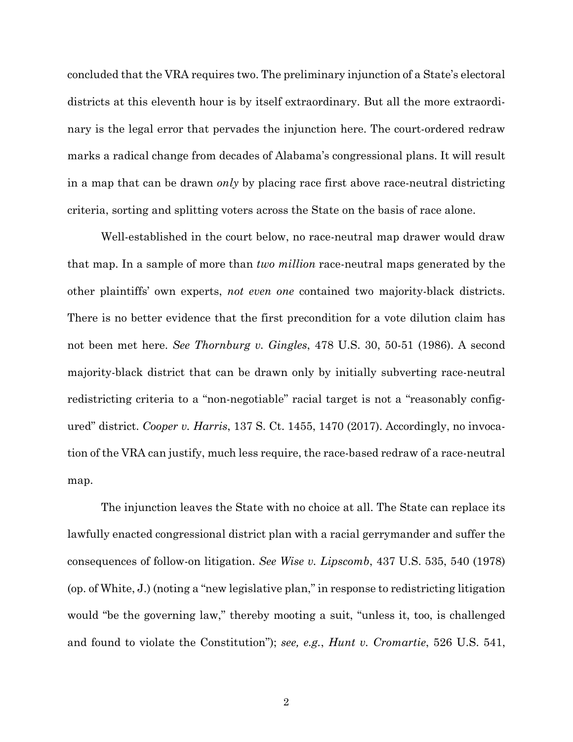concluded that the VRA requires two. The preliminary injunction of a State's electoral districts at this eleventh hour is by itself extraordinary. But all the more extraordinary is the legal error that pervades the injunction here. The court-ordered redraw marks a radical change from decades of Alabama's congressional plans. It will result in a map that can be drawn *only* by placing race first above race-neutral districting criteria, sorting and splitting voters across the State on the basis of race alone.

Well-established in the court below, no race-neutral map drawer would draw that map. In a sample of more than *two million* race-neutral maps generated by the other plaintiffs' own experts, *not even one* contained two majority-black districts. There is no better evidence that the first precondition for a vote dilution claim has not been met here. *See Thornburg v. Gingles*, 478 U.S. 30, 50-51 (1986). A second majority-black district that can be drawn only by initially subverting race-neutral redistricting criteria to a "non-negotiable" racial target is not a "reasonably configured" district. *Cooper v. Harris*, 137 S. Ct. 1455, 1470 (2017). Accordingly, no invocation of the VRA can justify, much less require, the race-based redraw of a race-neutral map.

The injunction leaves the State with no choice at all. The State can replace its lawfully enacted congressional district plan with a racial gerrymander and suffer the consequences of follow-on litigation. *See Wise v. Lipscomb*, 437 U.S. 535, 540 (1978) (op. of White, J.) (noting a "new legislative plan," in response to redistricting litigation would "be the governing law," thereby mooting a suit, "unless it, too, is challenged and found to violate the Constitution"); *see, e.g.*, *Hunt v. Cromartie*, 526 U.S. 541,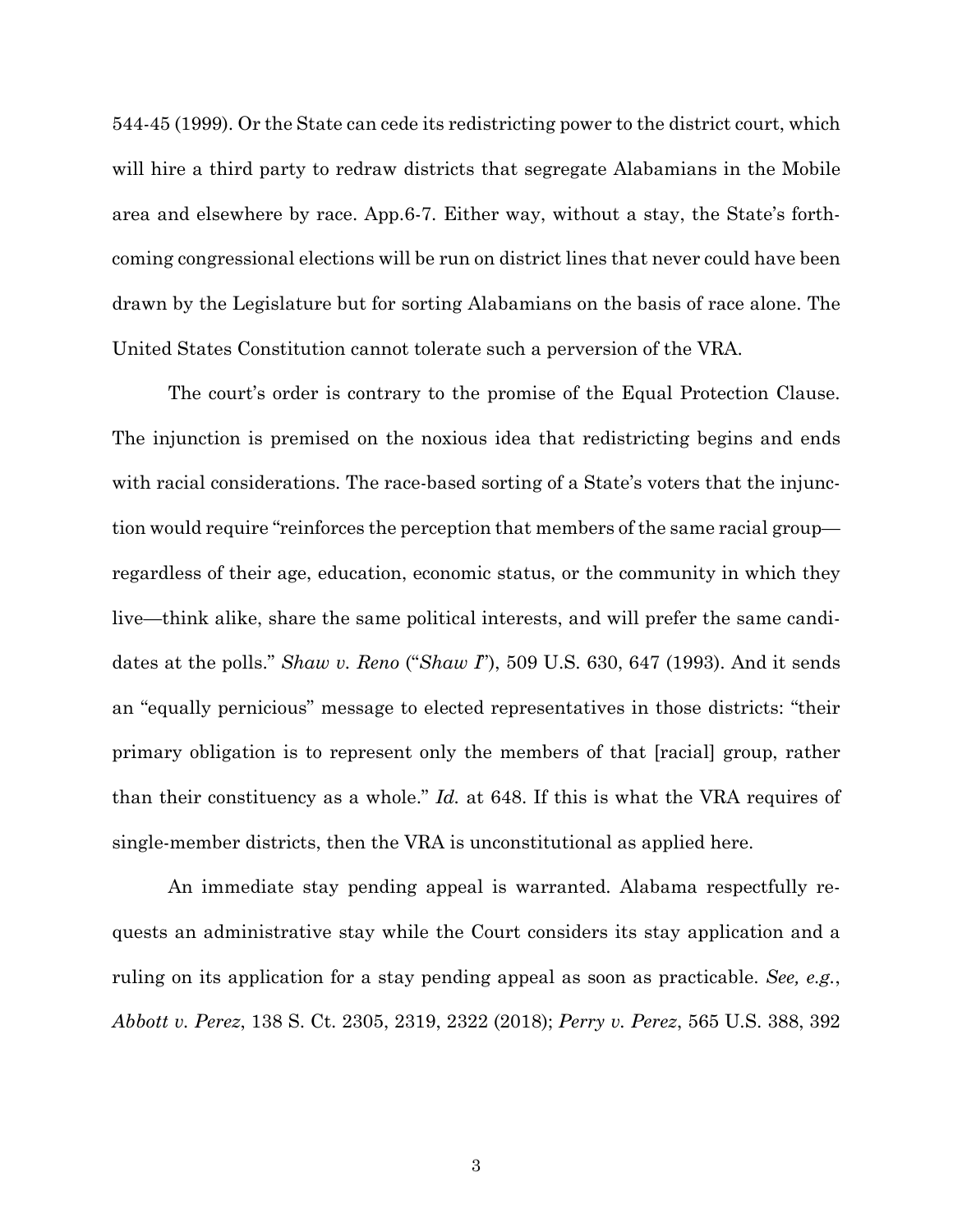544-45 (1999). Or the State can cede its redistricting power to the district court, which will hire a third party to redraw districts that segregate Alabamians in the Mobile area and elsewhere by race. App.6-7. Either way, without a stay, the State's forthcoming congressional elections will be run on district lines that never could have been drawn by the Legislature but for sorting Alabamians on the basis of race alone. The United States Constitution cannot tolerate such a perversion of the VRA.

The court's order is contrary to the promise of the Equal Protection Clause. The injunction is premised on the noxious idea that redistricting begins and ends with racial considerations. The race-based sorting of a State's voters that the injunction would require "reinforces the perception that members of the same racial group—regardless of their age, education, economic status, or the community in which they live—think alike, share the same political interests, and will prefer the same candidates at the polls." *Shaw v. Reno* ("*Shaw I*"), 509 U.S. 630, 647 (1993). And it sends an "equally pernicious" message to elected representatives in those districts: "their primary obligation is to represent only the members of that [racial] group, rather than their constituency as a whole." *Id.* at 648. If this is what the VRA requires of single-member districts, then the VRA is unconstitutional as applied here.

An immediate stay pending appeal is warranted. Alabama respectfully requests an administrative stay while the Court considers its stay application and a ruling on its application for a stay pending appeal as soon as practicable. *See, e.g.*, *Abbott v. Perez*, 138 S. Ct. 2305, 2319, 2322 (2018); *Perry v. Perez*, 565 U.S. 388, 392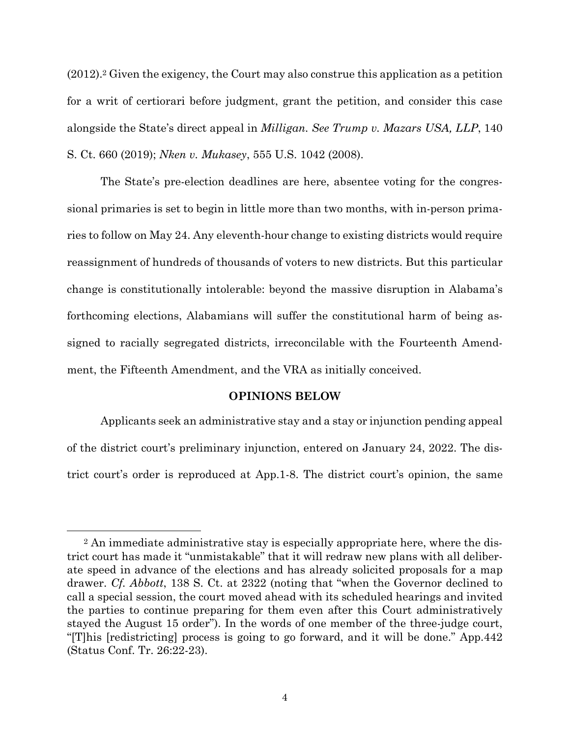(2012).[2] Given the exigency, the Court may also construe this application as a petition for a writ of certiorari before judgment, grant the petition, and consider this case alongside the State's direct appeal in *Milligan*. *See Trump v. Mazars USA, LLP*, 140 S. Ct. 660 (2019); *Nken v. Mukasey*, 555 U.S. 1042 (2008).

The State's pre-election deadlines are here, absentee voting for the congressional primaries is set to begin in little more than two months, with in-person primaries to follow on May 24. Any eleventh-hour change to existing districts would require reassignment of hundreds of thousands of voters to new districts. But this particular change is constitutionally intolerable: beyond the massive disruption in Alabama's forthcoming elections, Alabamians will suffer the constitutional harm of being assigned to racially segregated districts, irreconcilable with the Fourteenth Amendment, the Fifteenth Amendment, and the VRA as initially conceived.

## OPINIONS BELOW

Applicants seek an administrative stay and a stay or injunction pending appeal of the district court's preliminary injunction, entered on January 24, 2022. The district court's order is reproduced at App.1-8. The district court's opinion, the same

---

[2] An immediate administrative stay is especially appropriate here, where the district court has made it "unmistakable" that it will redraw new plans with all deliberate speed in advance of the elections and has already solicited proposals for a map drawer. *Cf. Abbott*, 138 S. Ct. at 2322 (noting that "when the Governor declined to call a special session, the court moved ahead with its scheduled hearings and invited the parties to continue preparing for them even after this Court administratively stayed the August 15 order"). In the words of one member of the three-judge court, "[T]his [redistricting] process is going to go forward, and it will be done." App.442 (Status Conf. Tr. 26:22-23).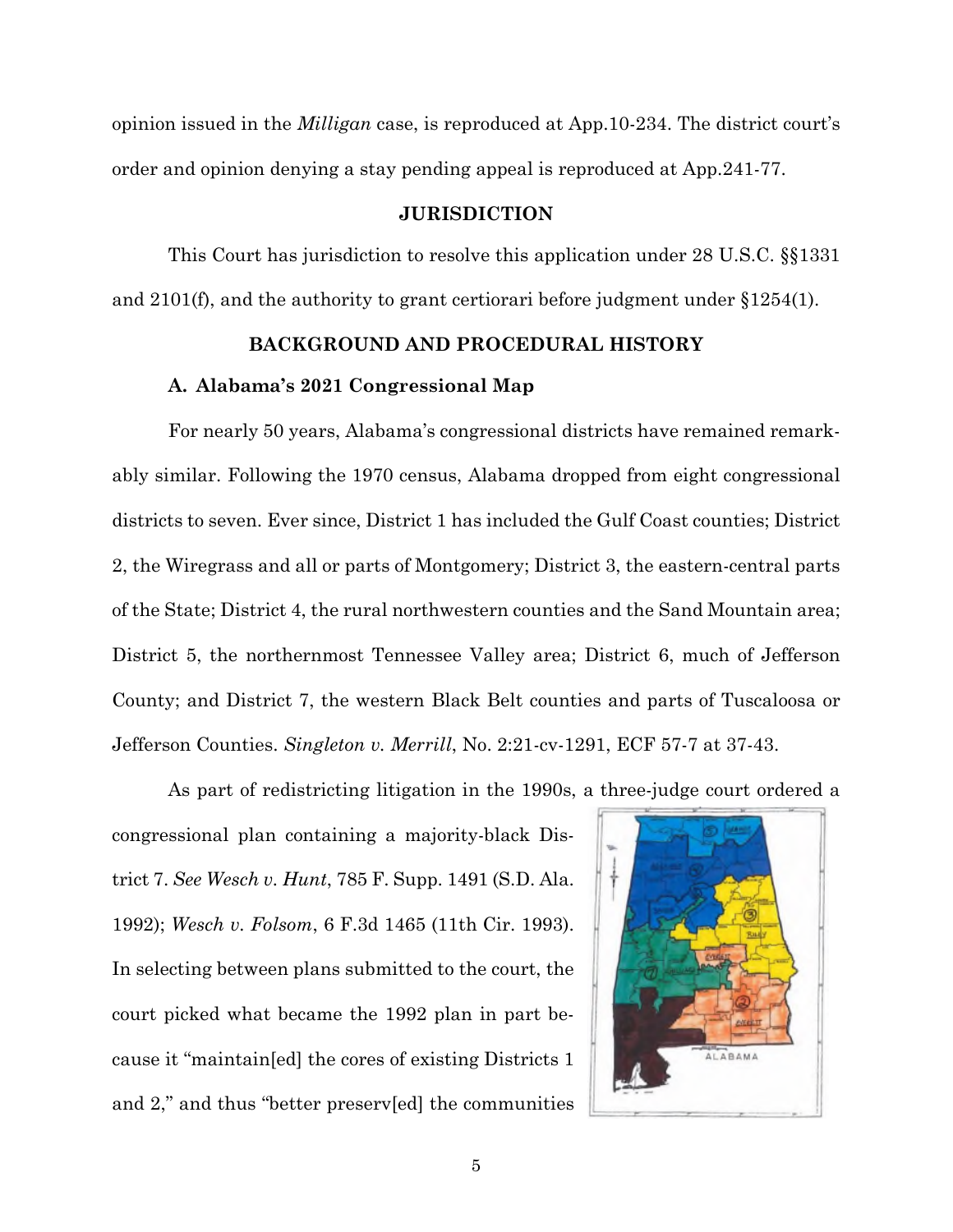opinion issued in the *Milligan* case, is reproduced at App.10-234. The district court's order and opinion denying a stay pending appeal is reproduced at App.241-77.

## JURISDICTION

This Court has jurisdiction to resolve this application under 28 U.S.C. §§1331 and 2101(f), and the authority to grant certiorari before judgment under §1254(1).

## BACKGROUND AND PROCEDURAL HISTORY

### A. Alabama's 2021 Congressional Map

For nearly 50 years, Alabama's congressional districts have remained remarkably similar. Following the 1970 census, Alabama dropped from eight congressional districts to seven. Ever since, District 1 has included the Gulf Coast counties; District 2, the Wiregrass and all or parts of Montgomery; District 3, the eastern-central parts of the State; District 4, the rural northwestern counties and the Sand Mountain area; District 5, the northernmost Tennessee Valley area; District 6, much of Jefferson County; and District 7, the western Black Belt counties and parts of Tuscaloosa or Jefferson Counties. *Singleton v. Merrill*, No. 2:21-cv-1291, ECF 57-7 at 37-43.

As part of redistricting litigation in the 1990s, a three-judge court ordered a congressional plan containing a majority-black District 7. *See Wesch v. Hunt*, 785 F. Supp. 1491 (S.D. Ala. 1992); *Wesch v. Folsom*, 6 F.3d 1465 (11th Cir. 1993). In selecting between plans submitted to the court, the court picked what became the 1992 plan in part because it "maintain[ed] the cores of existing Districts 1 and 2," and thus "better preserv[ed] the communities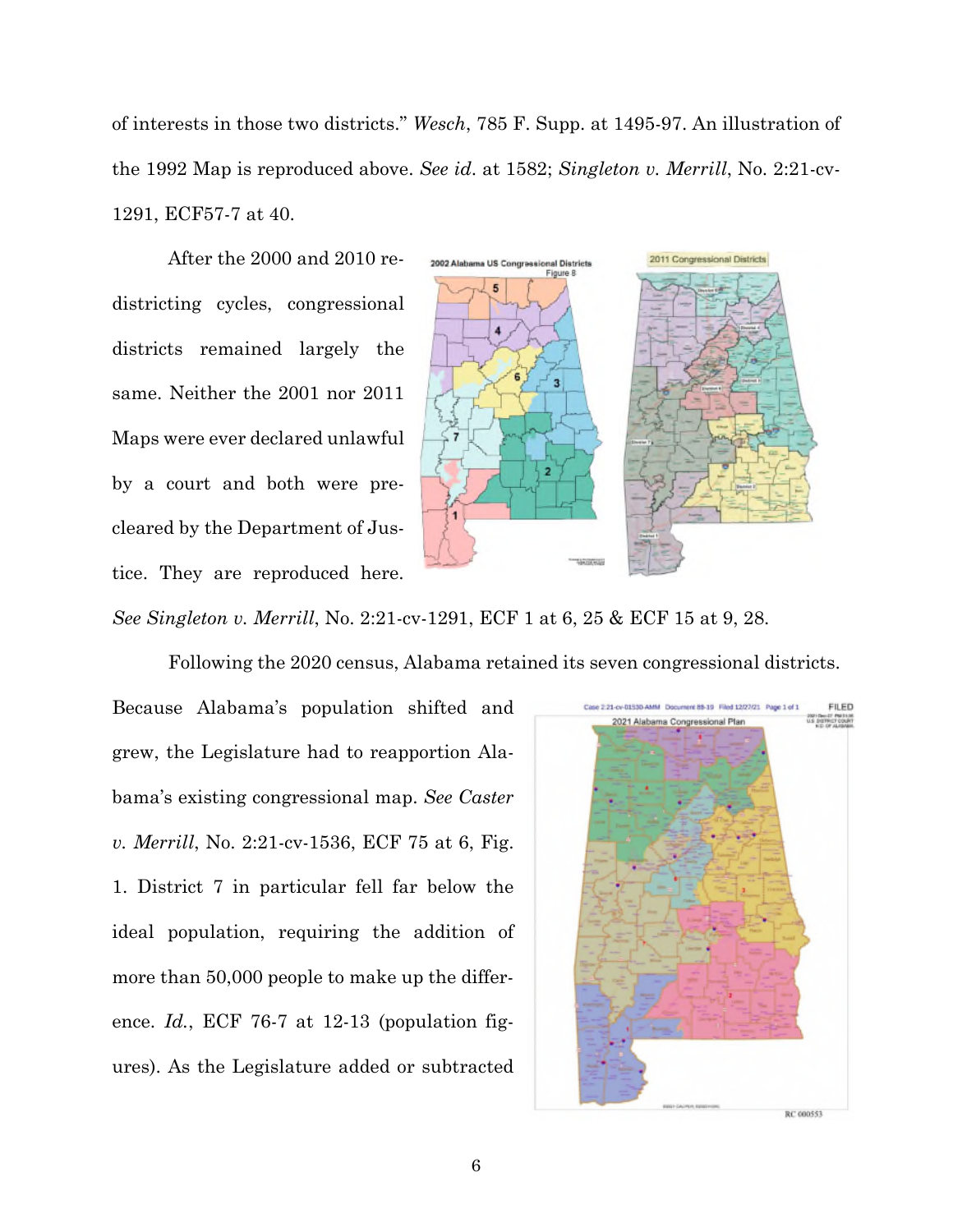of interests in those two districts." *Wesch*, 785 F. Supp. at 1495-97. An illustration of the 1992 Map is reproduced above. *See id*. at 1582; *Singleton v. Merrill*, No. 2:21-cv-1291, ECF57-7 at 40.

After the 2000 and 2010 redistricting cycles, congressional districts remained largely the same. Neither the 2001 nor 2011 Maps were ever declared unlawful by a court and both were precleared by the Department of Justice. They are reproduced here. *See Singleton v. Merrill*, No. 2:21-cv-1291, ECF 1 at 6, 25 & ECF 15 at 9, 28.

Following the 2020 census, Alabama retained its seven congressional districts. Because Alabama's population shifted and grew, the Legislature had to reapportion Alabama's existing congressional map. *See Caster v. Merrill*, No. 2:21-cv-1536, ECF 75 at 6, Fig. 1. District 7 in particular fell far below the ideal population, requiring the addition of more than 50,000 people to make up the difference. *Id.*, ECF 76-7 at 12-13 (population figures). As the Legislature added or subtracted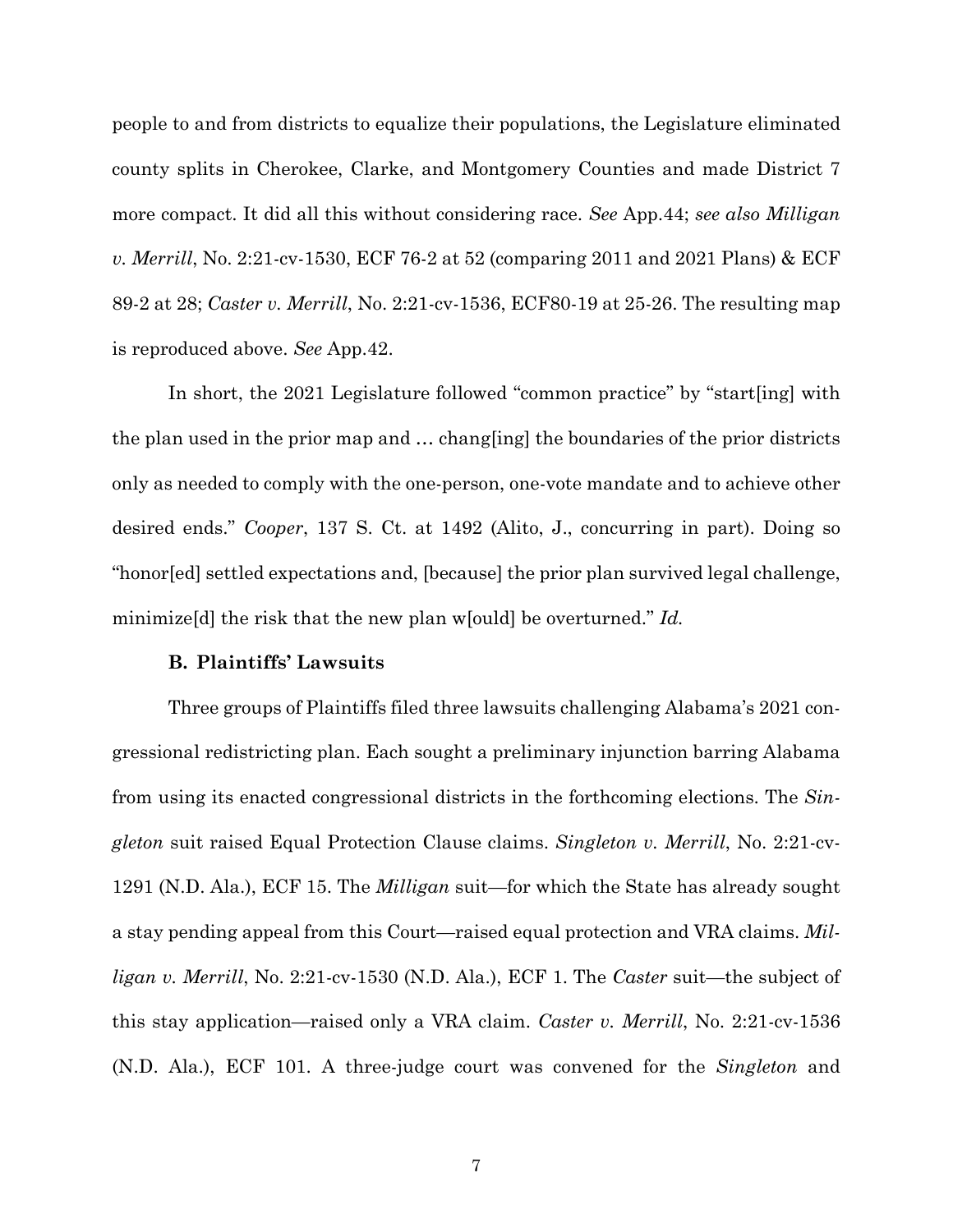people to and from districts to equalize their populations, the Legislature eliminated county splits in Cherokee, Clarke, and Montgomery Counties and made District 7 more compact. It did all this without considering race. *See* App.44; *see also Milligan v. Merrill*, No. 2:21-cv-1530, ECF 76-2 at 52 (comparing 2011 and 2021 Plans) & ECF 89-2 at 28; *Caster v. Merrill*, No. 2:21-cv-1536, ECF80-19 at 25-26. The resulting map is reproduced above. *See* App.42.

In short, the 2021 Legislature followed "common practice" by "start[ing] with the plan used in the prior map and … chang[ing] the boundaries of the prior districts only as needed to comply with the one-person, one-vote mandate and to achieve other desired ends." *Cooper*, 137 S. Ct. at 1492 (Alito, J., concurring in part). Doing so "honor[ed] settled expectations and, [because] the prior plan survived legal challenge, minimize[d] the risk that the new plan w[ould] be overturned." *Id.*

### B. Plaintiffs' Lawsuits

Three groups of Plaintiffs filed three lawsuits challenging Alabama's 2021 congressional redistricting plan. Each sought a preliminary injunction barring Alabama from using its enacted congressional districts in the forthcoming elections. The *Singleton* suit raised Equal Protection Clause claims. *Singleton v. Merrill*, No. 2:21-cv-1291 (N.D. Ala.), ECF 15. The *Milligan* suit—for which the State has already sought a stay pending appeal from this Court—raised equal protection and VRA claims. *Milligan v. Merrill*, No. 2:21-cv-1530 (N.D. Ala.), ECF 1. The *Caster* suit—the subject of this stay application—raised only a VRA claim. *Caster v. Merrill*, No. 2:21-cv-1536 (N.D. Ala.), ECF 101. A three-judge court was convened for the *Singleton* and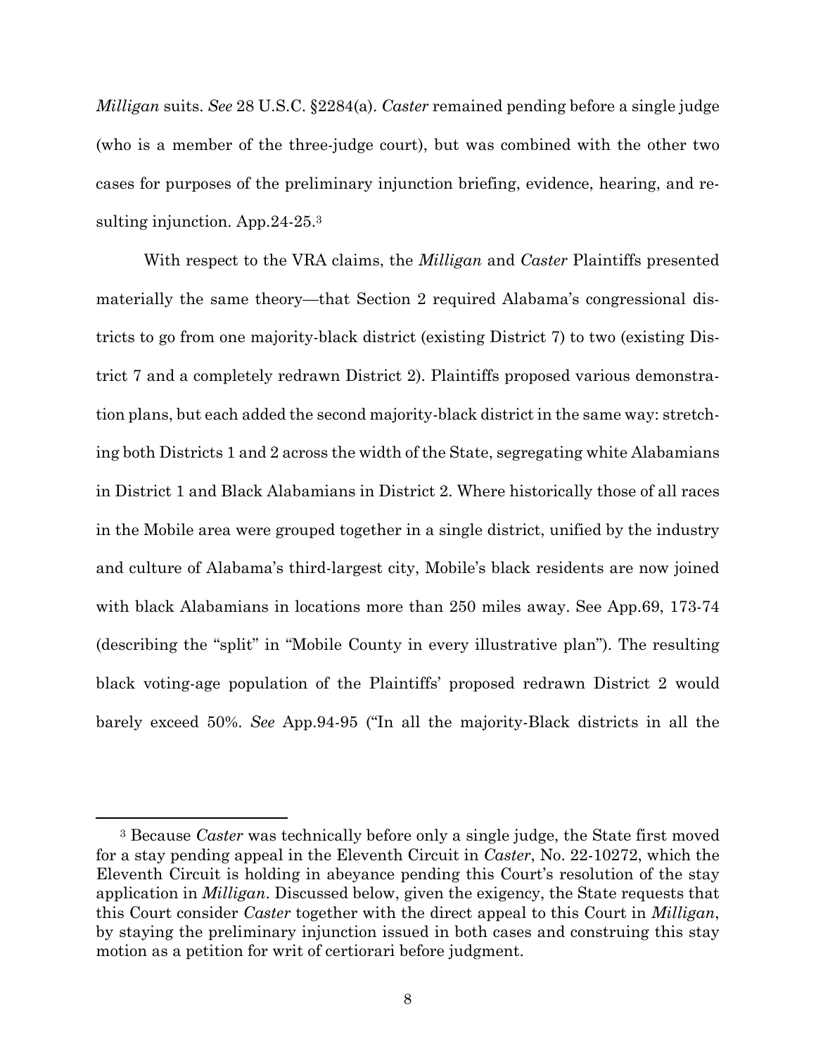*Milligan* suits. *See* 28 U.S.C. §2284(a). *Caster* remained pending before a single judge (who is a member of the three-judge court), but was combined with the other two cases for purposes of the preliminary injunction briefing, evidence, hearing, and resulting injunction. App.24-25.[3]

With respect to the VRA claims, the *Milligan* and *Caster* Plaintiffs presented materially the same theory—that Section 2 required Alabama's congressional districts to go from one majority-black district (existing District 7) to two (existing District 7 and a completely redrawn District 2). Plaintiffs proposed various demonstration plans, but each added the second majority-black district in the same way: stretching both Districts 1 and 2 across the width of the State, segregating white Alabamians in District 1 and Black Alabamians in District 2. Where historically those of all races in the Mobile area were grouped together in a single district, unified by the industry and culture of Alabama's third-largest city, Mobile's black residents are now joined with black Alabamians in locations more than 250 miles away. See App.69, 173-74 (describing the "split" in "Mobile County in every illustrative plan"). The resulting black voting-age population of the Plaintiffs' proposed redrawn District 2 would barely exceed 50%. *See* App.94-95 ("In all the majority-Black districts in all the

---

[3] Because *Caster* was technically before only a single judge, the State first moved for a stay pending appeal in the Eleventh Circuit in *Caster*, No. 22-10272, which the Eleventh Circuit is holding in abeyance pending this Court's resolution of the stay application in *Milligan*. Discussed below, given the exigency, the State requests that this Court consider *Caster* together with the direct appeal to this Court in *Milligan*, by staying the preliminary injunction issued in both cases and construing this stay motion as a petition for writ of certiorari before judgment.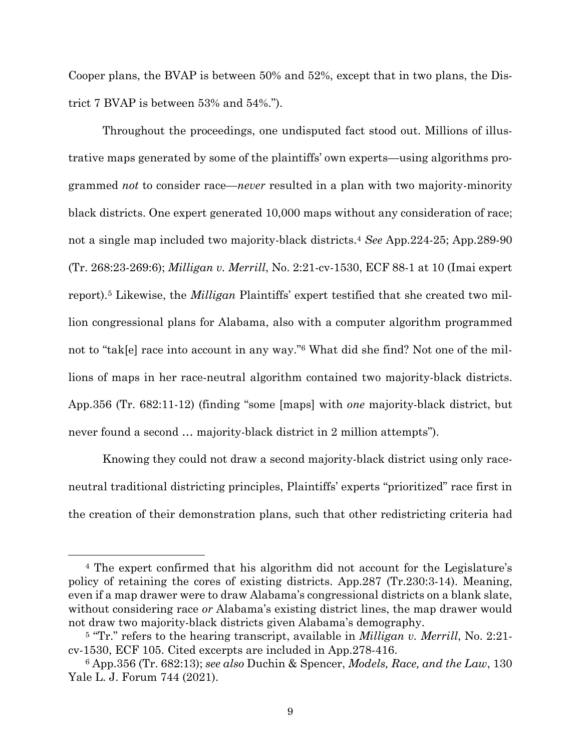Cooper plans, the BVAP is between 50% and 52%, except that in two plans, the District 7 BVAP is between 53% and 54%.").

Throughout the proceedings, one undisputed fact stood out. Millions of illustrative maps generated by some of the plaintiffs' own experts—using algorithms programmed *not* to consider race—*never* resulted in a plan with two majority-minority black districts. One expert generated 10,000 maps without any consideration of race; not a single map included two majority-black districts.[4] *See* App.224-25; App.289-90 (Tr. 268:23-269:6); *Milligan v. Merrill*, No. 2:21-cv-1530, ECF 88-1 at 10 (Imai expert report).[5] Likewise, the *Milligan* Plaintiffs' expert testified that she created two million congressional plans for Alabama, also with a computer algorithm programmed not to "tak[e] race into account in any way."[6] What did she find? Not one of the millions of maps in her race-neutral algorithm contained two majority-black districts. App.356 (Tr. 682:11-12) (finding "some [maps] with *one* majority-black district, but never found a second … majority-black district in 2 million attempts").

Knowing they could not draw a second majority-black district using only race-neutral traditional districting principles, Plaintiffs' experts "prioritized" race first in the creation of their demonstration plans, such that other redistricting criteria had

---

[4] The expert confirmed that his algorithm did not account for the Legislature's policy of retaining the cores of existing districts. App.287 (Tr.230:3-14). Meaning, even if a map drawer were to draw Alabama's congressional districts on a blank slate, without considering race *or* Alabama's existing district lines, the map drawer would not draw two majority-black districts given Alabama's demography.

[5] "Tr." refers to the hearing transcript, available in *Milligan v. Merrill*, No. 2:21-cv-1530, ECF 105. Cited excerpts are included in App.278-416.

[6] App.356 (Tr. 682:13); *see also* Duchin & Spencer, *Models, Race, and the Law*, 130 Yale L. J. Forum 744 (2021).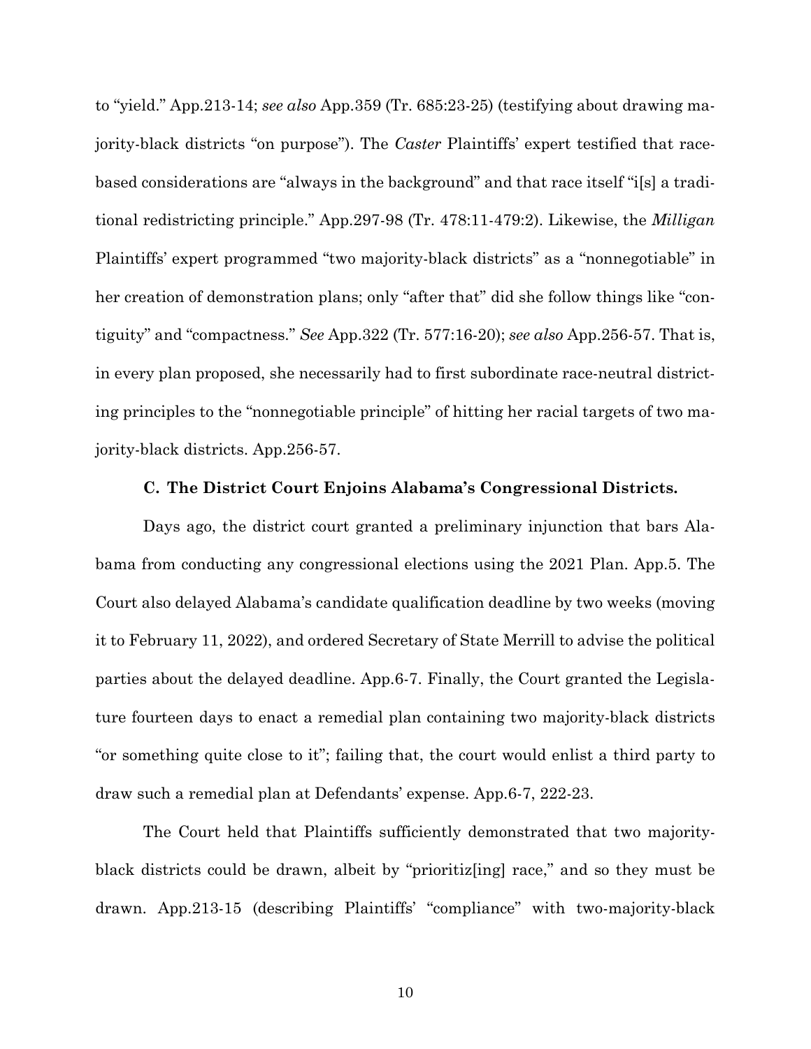to "yield." App.213-14; *see also* App.359 (Tr. 685:23-25) (testifying about drawing majority-black districts "on purpose"). The *Caster* Plaintiffs' expert testified that race-based considerations are "always in the background" and that race itself "i[s] a traditional redistricting principle." App.297-98 (Tr. 478:11-479:2). Likewise, the *Milligan* Plaintiffs' expert programmed "two majority-black districts" as a "nonnegotiable" in her creation of demonstration plans; only "after that" did she follow things like "contiguity" and "compactness." *See* App.322 (Tr. 577:16-20); *see also* App.256-57. That is, in every plan proposed, she necessarily had to first subordinate race-neutral districting principles to the "nonnegotiable principle" of hitting her racial targets of two majority-black districts. App.256-57.

### C. The District Court Enjoins Alabama's Congressional Districts.

Days ago, the district court granted a preliminary injunction that bars Alabama from conducting any congressional elections using the 2021 Plan. App.5. The Court also delayed Alabama's candidate qualification deadline by two weeks (moving it to February 11, 2022), and ordered Secretary of State Merrill to advise the political parties about the delayed deadline. App.6-7. Finally, the Court granted the Legislature fourteen days to enact a remedial plan containing two majority-black districts "or something quite close to it"; failing that, the court would enlist a third party to draw such a remedial plan at Defendants' expense. App.6-7, 222-23.

The Court held that Plaintiffs sufficiently demonstrated that two majority-black districts could be drawn, albeit by "prioritiz[ing] race," and so they must be drawn. App.213-15 (describing Plaintiffs' "compliance" with two-majority-black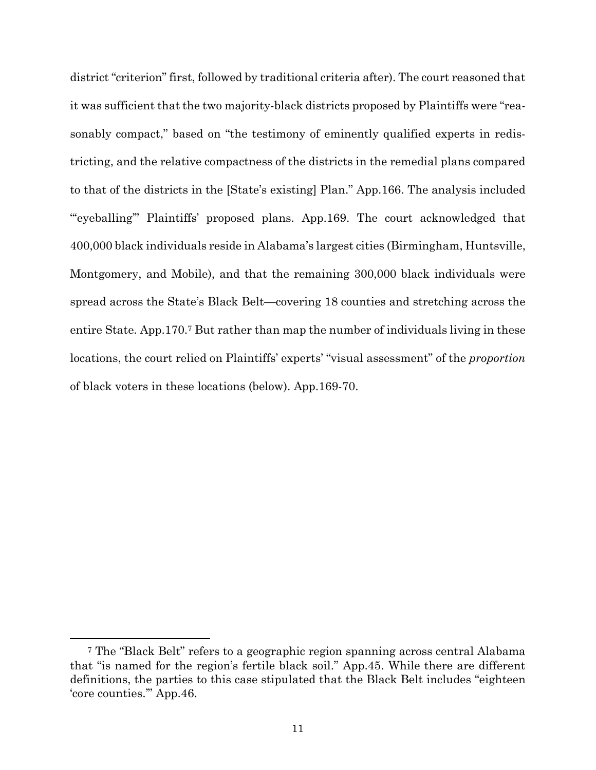district "criterion" first, followed by traditional criteria after). The court reasoned that it was sufficient that the two majority-black districts proposed by Plaintiffs were "reasonably compact," based on "the testimony of eminently qualified experts in redistricting, and the relative compactness of the districts in the remedial plans compared to that of the districts in the [State's existing] Plan." App.166. The analysis included "'eyeballing'" Plaintiffs' proposed plans. App.169. The court acknowledged that 400,000 black individuals reside in Alabama's largest cities (Birmingham, Huntsville, Montgomery, and Mobile), and that the remaining 300,000 black individuals were spread across the State's Black Belt—covering 18 counties and stretching across the entire State. App.170.[7] But rather than map the number of individuals living in these locations, the court relied on Plaintiffs' experts' "visual assessment" of the *proportion* of black voters in these locations (below). App.169-70.

---

[7] The "Black Belt" refers to a geographic region spanning across central Alabama that "is named for the region's fertile black soil." App.45. While there are different definitions, the parties to this case stipulated that the Black Belt includes "eighteen 'core counties.'" App.46.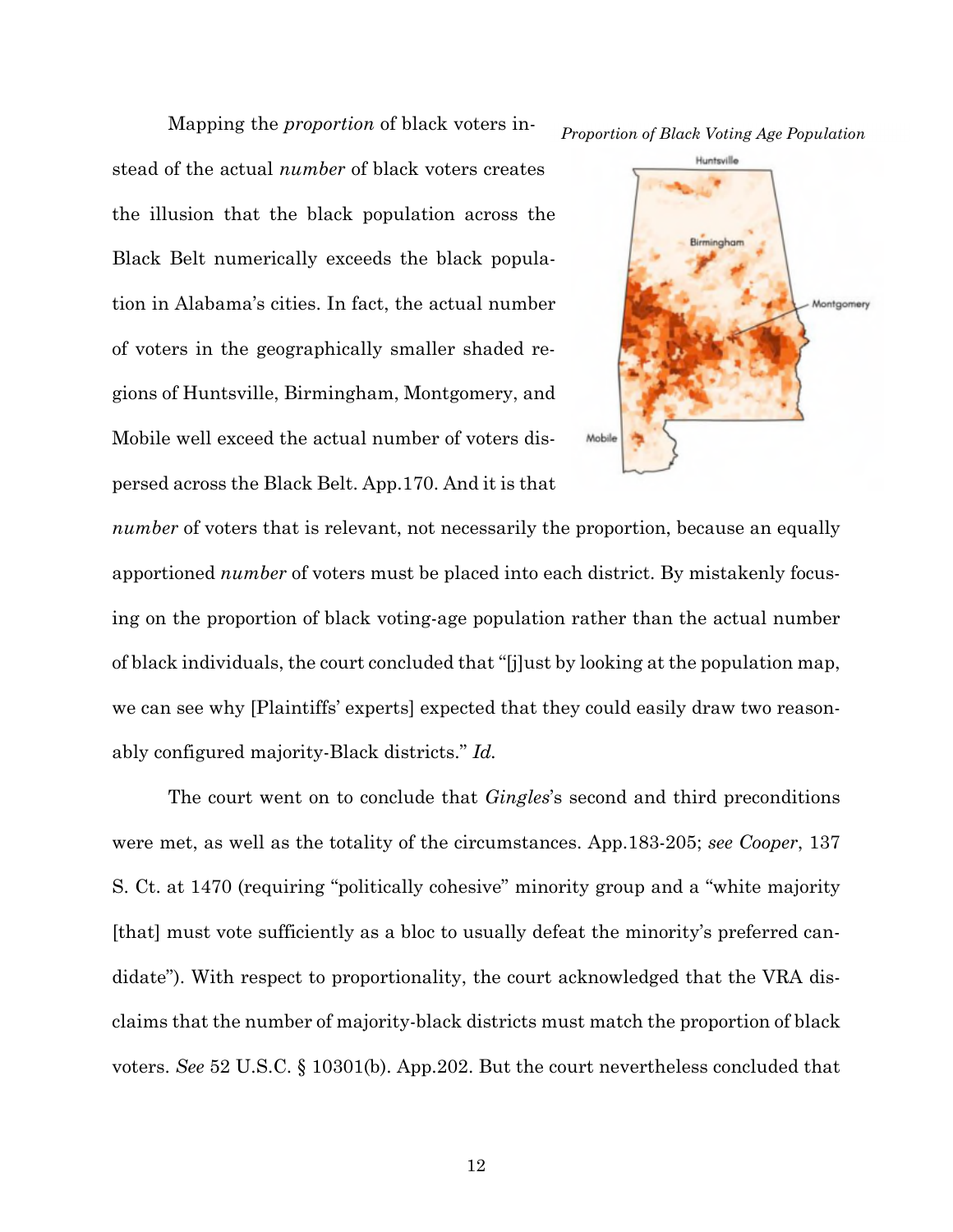Mapping the *proportion* of black voters instead of the actual *number* of black voters creates the illusion that the black population across the Black Belt numerically exceeds the black population in Alabama's cities. In fact, the actual number of voters in the geographically smaller shaded regions of Huntsville, Birmingham, Montgomery, and Mobile well exceed the actual number of voters dispersed across the Black Belt. App.170. And it is that *number* of voters that is relevant, not necessarily the proportion, because an equally apportioned *number* of voters must be placed into each district. By mistakenly focusing on the proportion of black voting-age population rather than the actual number of black individuals, the court concluded that "[j]ust by looking at the population map, we can see why [Plaintiffs' experts] expected that they could easily draw two reasonably configured majority-Black districts." *Id.*

*Proportion of Black Voting Age Population*

The court went on to conclude that *Gingles*'s second and third preconditions were met, as well as the totality of the circumstances. App.183-205; *see Cooper*, 137 S. Ct. at 1470 (requiring "politically cohesive" minority group and a "white majority [that] must vote sufficiently as a bloc to usually defeat the minority's preferred candidate"). With respect to proportionality, the court acknowledged that the VRA disclaims that the number of majority-black districts must match the proportion of black voters. *See* 52 U.S.C. § 10301(b). App.202. But the court nevertheless concluded that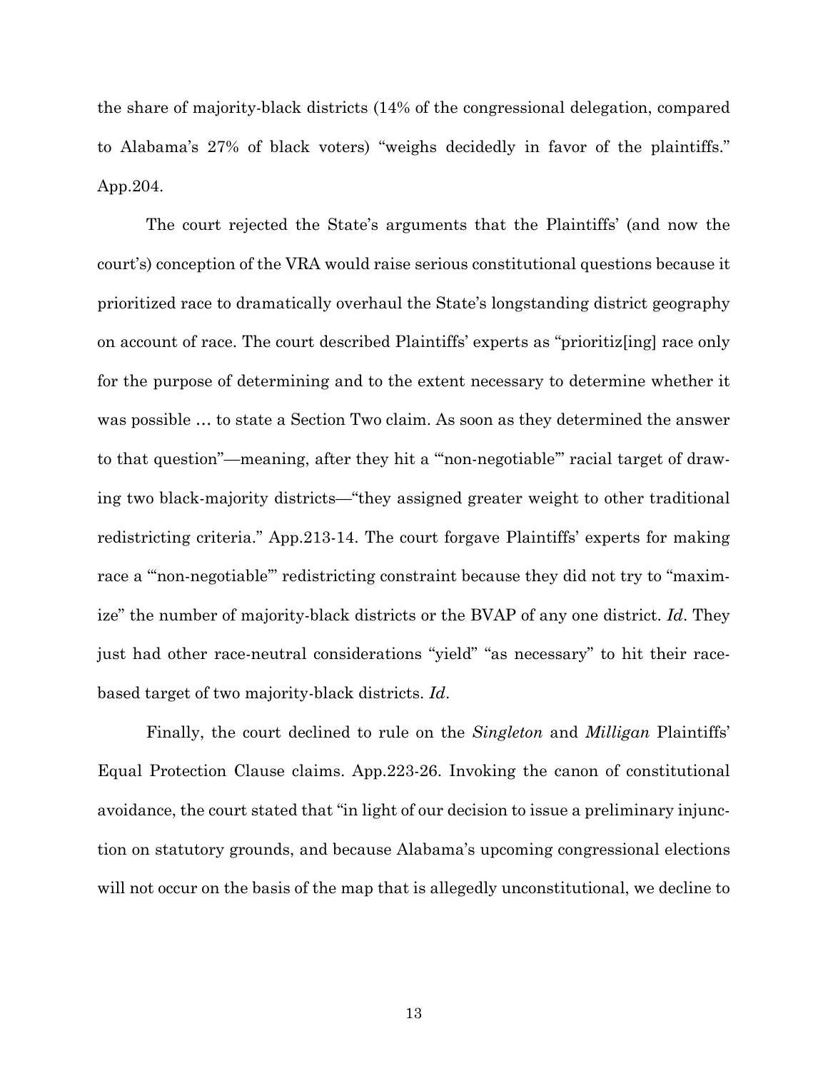the share of majority-black districts (14% of the congressional delegation, compared to Alabama's 27% of black voters) "weighs decidedly in favor of the plaintiffs." App.204.

The court rejected the State's arguments that the Plaintiffs' (and now the court's) conception of the VRA would raise serious constitutional questions because it prioritized race to dramatically overhaul the State's longstanding district geography on account of race. The court described Plaintiffs' experts as "prioritiz[ing] race only for the purpose of determining and to the extent necessary to determine whether it was possible … to state a Section Two claim. As soon as they determined the answer to that question"—meaning, after they hit a "'non-negotiable'" racial target of drawing two black-majority districts—"they assigned greater weight to other traditional redistricting criteria." App.213-14. The court forgave Plaintiffs' experts for making race a "'non-negotiable'" redistricting constraint because they did not try to "maximize" the number of majority-black districts or the BVAP of any one district. *Id*. They just had other race-neutral considerations "yield" "as necessary" to hit their race-based target of two majority-black districts. *Id*.

Finally, the court declined to rule on the *Singleton* and *Milligan* Plaintiffs' Equal Protection Clause claims. App.223-26. Invoking the canon of constitutional avoidance, the court stated that "in light of our decision to issue a preliminary injunction on statutory grounds, and because Alabama's upcoming congressional elections will not occur on the basis of the map that is allegedly unconstitutional, we decline to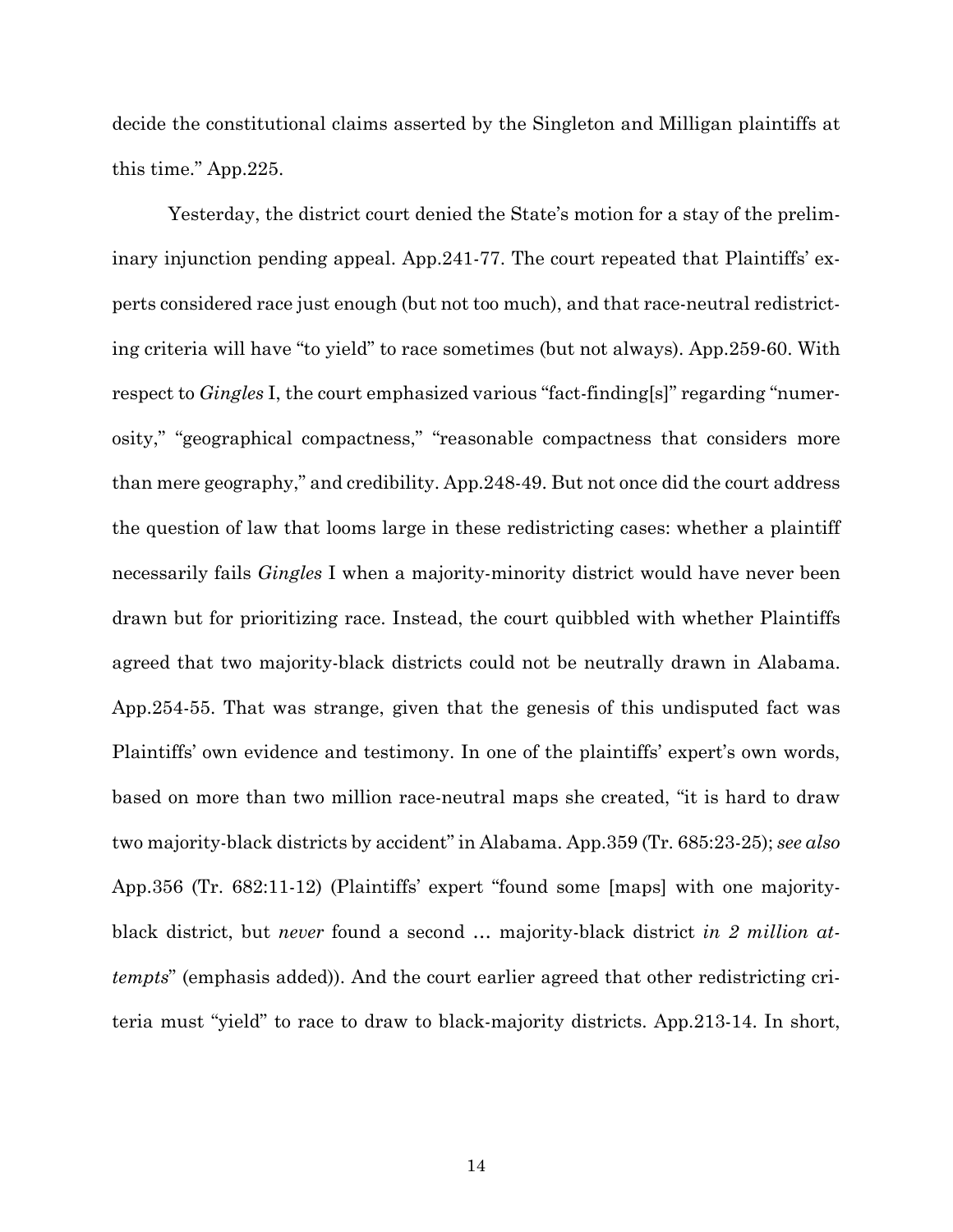decide the constitutional claims asserted by the Singleton and Milligan plaintiffs at this time." App.225.

Yesterday, the district court denied the State's motion for a stay of the preliminary injunction pending appeal. App.241-77. The court repeated that Plaintiffs' experts considered race just enough (but not too much), and that race-neutral redistricting criteria will have "to yield" to race sometimes (but not always). App.259-60. With respect to *Gingles* I, the court emphasized various "fact-finding[s]" regarding "numerosity," "geographical compactness," "reasonable compactness that considers more than mere geography," and credibility. App.248-49. But not once did the court address the question of law that looms large in these redistricting cases: whether a plaintiff necessarily fails *Gingles* I when a majority-minority district would have never been drawn but for prioritizing race. Instead, the court quibbled with whether Plaintiffs agreed that two majority-black districts could not be neutrally drawn in Alabama. App.254-55. That was strange, given that the genesis of this undisputed fact was Plaintiffs' own evidence and testimony. In one of the plaintiffs' expert's own words, based on more than two million race-neutral maps she created, "it is hard to draw two majority-black districts by accident" in Alabama. App.359 (Tr. 685:23-25); *see also* App.356 (Tr. 682:11-12) (Plaintiffs' expert "found some [maps] with one majority-black district, but *never* found a second … majority-black district *in 2 million attempts*" (emphasis added)). And the court earlier agreed that other redistricting criteria must "yield" to race to draw to black-majority districts. App.213-14. In short,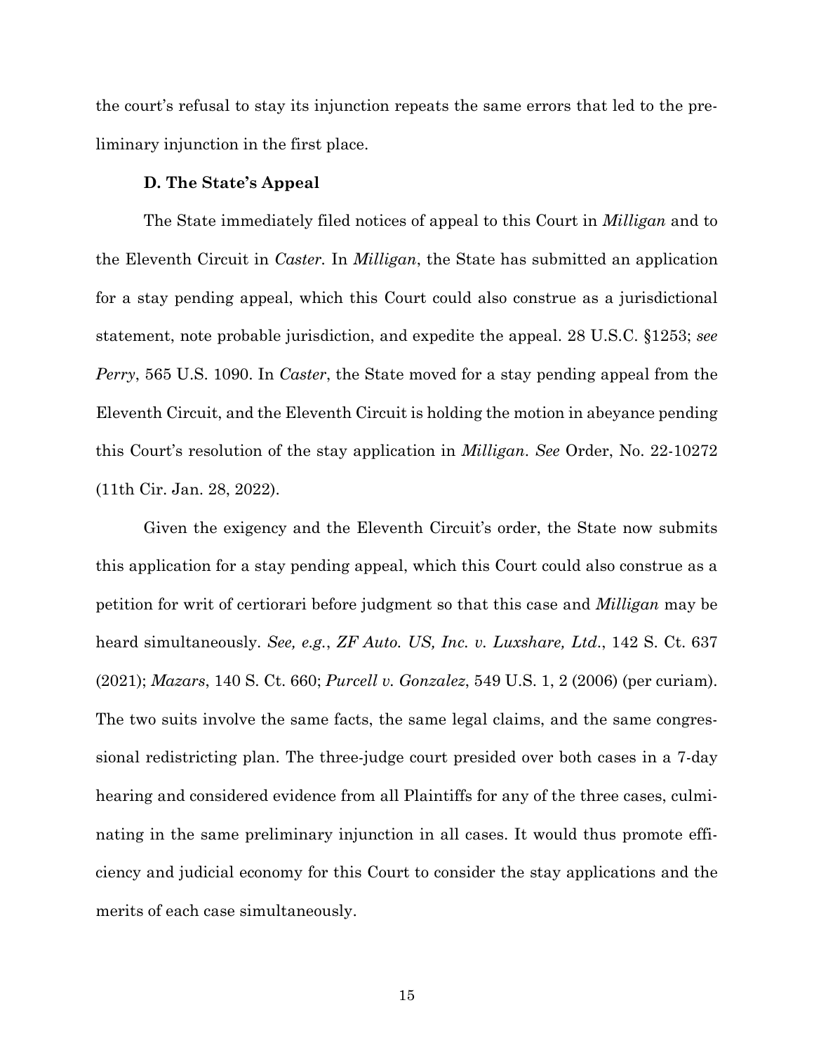the court's refusal to stay its injunction repeats the same errors that led to the preliminary injunction in the first place.

### D. The State's Appeal

The State immediately filed notices of appeal to this Court in *Milligan* and to the Eleventh Circuit in *Caster*. In *Milligan*, the State has submitted an application for a stay pending appeal, which this Court could also construe as a jurisdictional statement, note probable jurisdiction, and expedite the appeal. 28 U.S.C. §1253; *see Perry*, 565 U.S. 1090. In *Caster*, the State moved for a stay pending appeal from the Eleventh Circuit, and the Eleventh Circuit is holding the motion in abeyance pending this Court's resolution of the stay application in *Milligan*. *See* Order, No. 22-10272 (11th Cir. Jan. 28, 2022).

Given the exigency and the Eleventh Circuit's order, the State now submits this application for a stay pending appeal, which this Court could also construe as a petition for writ of certiorari before judgment so that this case and *Milligan* may be heard simultaneously. *See, e.g.*, *ZF Auto. US, Inc. v. Luxshare, Ltd.*, 142 S. Ct. 637 (2021); *Mazars*, 140 S. Ct. 660; *Purcell v. Gonzalez*, 549 U.S. 1, 2 (2006) (per curiam). The two suits involve the same facts, the same legal claims, and the same congressional redistricting plan. The three-judge court presided over both cases in a 7-day hearing and considered evidence from all Plaintiffs for any of the three cases, culminating in the same preliminary injunction in all cases. It would thus promote efficiency and judicial economy for this Court to consider the stay applications and the merits of each case simultaneously.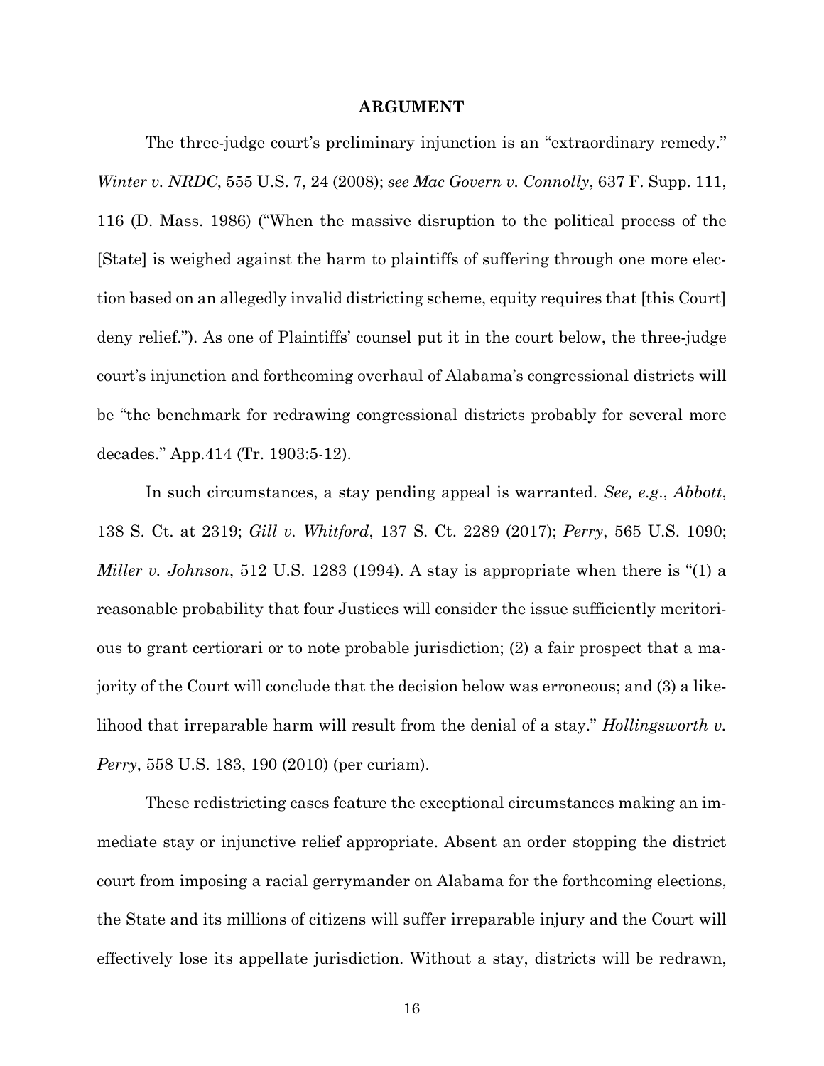## ARGUMENT

The three-judge court's preliminary injunction is an "extraordinary remedy." *Winter v. NRDC*, 555 U.S. 7, 24 (2008); *see Mac Govern v. Connolly*, 637 F. Supp. 111, 116 (D. Mass. 1986) ("When the massive disruption to the political process of the [State] is weighed against the harm to plaintiffs of suffering through one more election based on an allegedly invalid districting scheme, equity requires that [this Court] deny relief."). As one of Plaintiffs' counsel put it in the court below, the three-judge court's injunction and forthcoming overhaul of Alabama's congressional districts will be "the benchmark for redrawing congressional districts probably for several more decades." App.414 (Tr. 1903:5-12).

In such circumstances, a stay pending appeal is warranted. *See, e.g.*, *Abbott*, 138 S. Ct. at 2319; *Gill v. Whitford*, 137 S. Ct. 2289 (2017); *Perry*, 565 U.S. 1090; *Miller v. Johnson*, 512 U.S. 1283 (1994). A stay is appropriate when there is "(1) a reasonable probability that four Justices will consider the issue sufficiently meritorious to grant certiorari or to note probable jurisdiction; (2) a fair prospect that a majority of the Court will conclude that the decision below was erroneous; and (3) a likelihood that irreparable harm will result from the denial of a stay." *Hollingsworth v. Perry*, 558 U.S. 183, 190 (2010) (per curiam).

These redistricting cases feature the exceptional circumstances making an immediate stay or injunctive relief appropriate. Absent an order stopping the district court from imposing a racial gerrymander on Alabama for the forthcoming elections, the State and its millions of citizens will suffer irreparable injury and the Court will effectively lose its appellate jurisdiction. Without a stay, districts will be redrawn,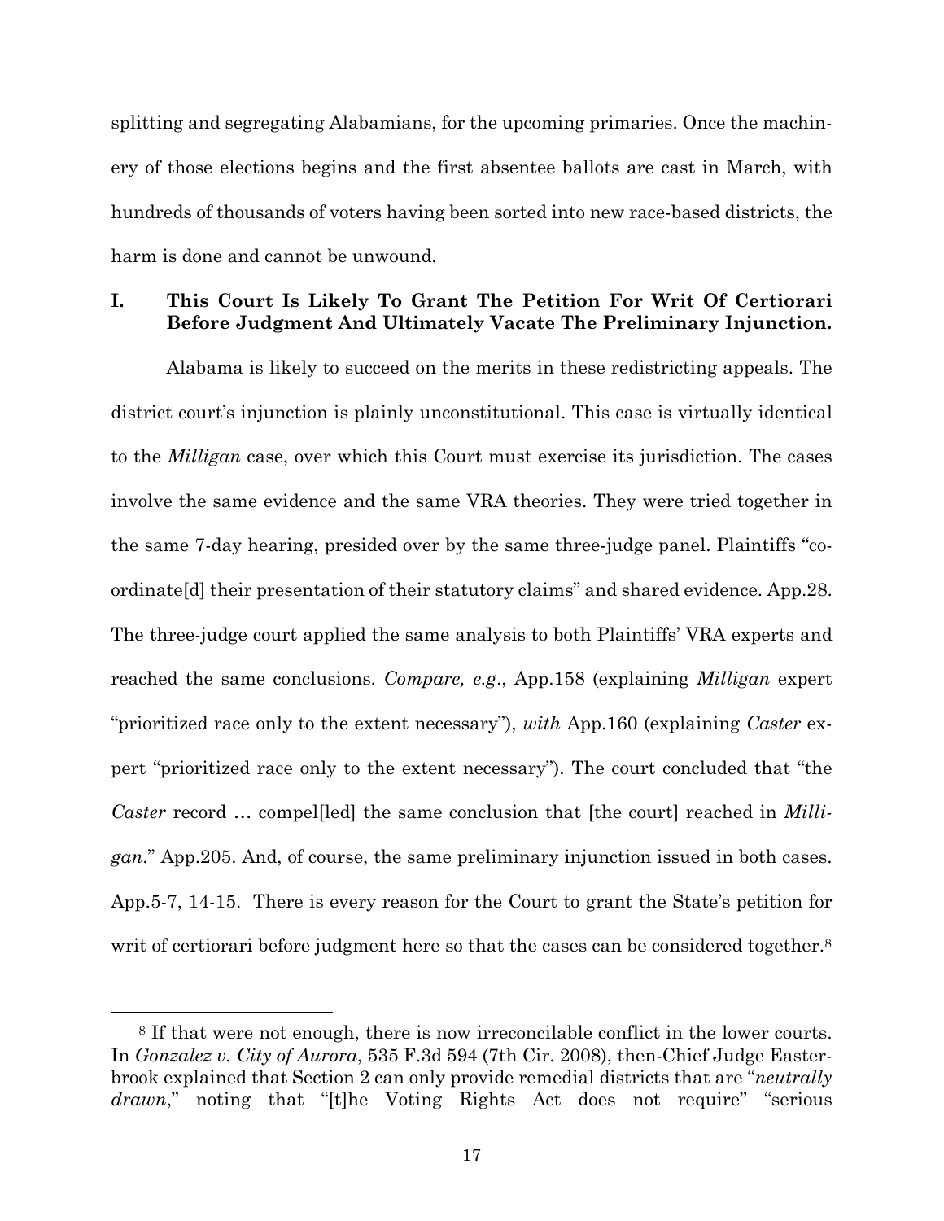splitting and segregating Alabamians, for the upcoming primaries. Once the machinery of those elections begins and the first absentee ballots are cast in March, with hundreds of thousands of voters having been sorted into new race-based districts, the harm is done and cannot be unwound.

## I. This Court Is Likely To Grant The Petition For Writ Of Certiorari Before Judgment And Ultimately Vacate The Preliminary Injunction.

Alabama is likely to succeed on the merits in these redistricting appeals. The district court's injunction is plainly unconstitutional. This case is virtually identical to the *Milligan* case, over which this Court must exercise its jurisdiction. The cases involve the same evidence and the same VRA theories. They were tried together in the same 7-day hearing, presided over by the same three-judge panel. Plaintiffs "coordinate[d] their presentation of their statutory claims" and shared evidence. App.28. The three-judge court applied the same analysis to both Plaintiffs' VRA experts and reached the same conclusions. *Compare, e.g*., App.158 (explaining *Milligan* expert "prioritized race only to the extent necessary"), *with* App.160 (explaining *Caster* expert "prioritized race only to the extent necessary"). The court concluded that "the *Caster* record … compel[led] the same conclusion that [the court] reached in *Milligan*." App.205. And, of course, the same preliminary injunction issued in both cases. App.5-7, 14-15. There is every reason for the Court to grant the State's petition for writ of certiorari before judgment here so that the cases can be considered together.[8]

[8] If that were not enough, there is now irreconcilable conflict in the lower courts. In *Gonzalez v. City of Aurora*, 535 F.3d 594 (7th Cir. 2008), then-Chief Judge Easterbrook explained that Section 2 can only provide remedial districts that are "*neutrally drawn*," noting that "[t]he Voting Rights Act does not require" "serious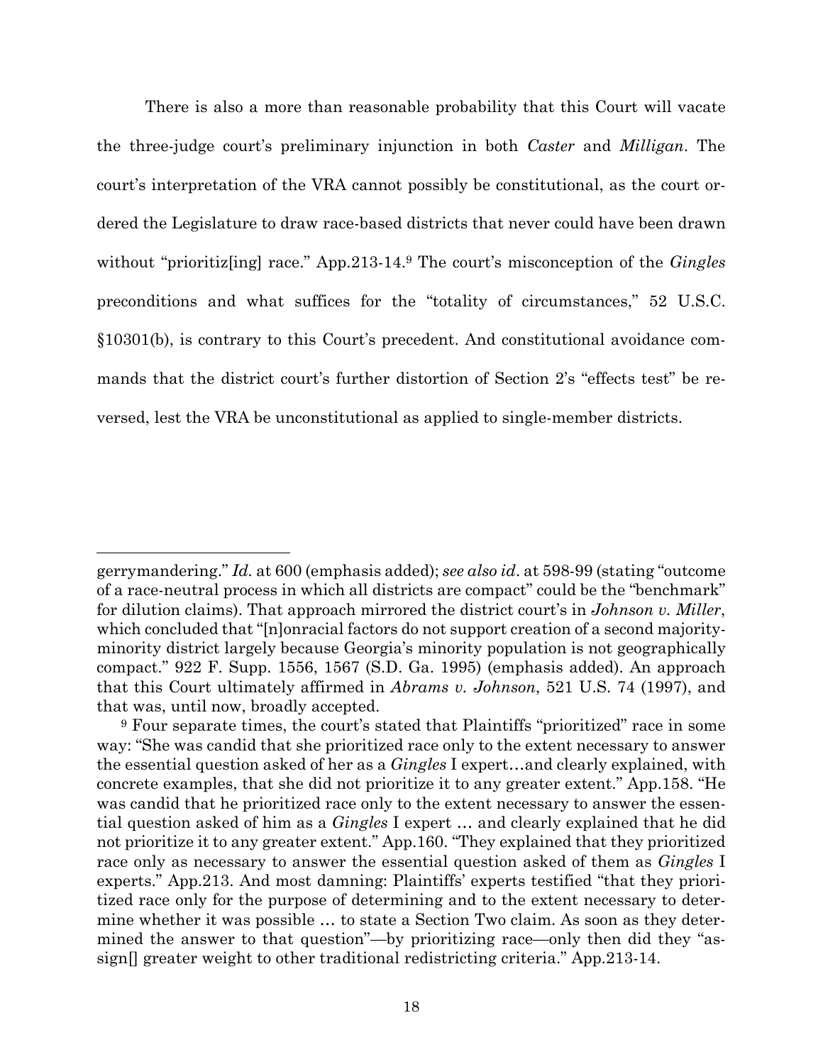There is also a more than reasonable probability that this Court will vacate the three-judge court's preliminary injunction in both *Caster* and *Milligan*. The court's interpretation of the VRA cannot possibly be constitutional, as the court ordered the Legislature to draw race-based districts that never could have been drawn without "prioritiz[ing] race." App.213-14.[9] The court's misconception of the *Gingles* preconditions and what suffices for the "totality of circumstances," 52 U.S.C. §10301(b), is contrary to this Court's precedent. And constitutional avoidance commands that the district court's further distortion of Section 2's "effects test" be reversed, lest the VRA be unconstitutional as applied to single-member districts.

---

gerrymandering." *Id.* at 600 (emphasis added); *see also id*. at 598-99 (stating "outcome of a race-neutral process in which all districts are compact" could be the "benchmark" for dilution claims). That approach mirrored the district court's in *Johnson v. Miller*, which concluded that "[n]onracial factors do not support creation of a second majority-minority district largely because Georgia's minority population is not geographically compact." 922 F. Supp. 1556, 1567 (S.D. Ga. 1995) (emphasis added). An approach that this Court ultimately affirmed in *Abrams v. Johnson*, 521 U.S. 74 (1997), and that was, until now, broadly accepted.

[9] Four separate times, the court's stated that Plaintiffs "prioritized" race in some way: "She was candid that she prioritized race only to the extent necessary to answer the essential question asked of her as a *Gingles* I expert…and clearly explained, with concrete examples, that she did not prioritize it to any greater extent." App.158. "He was candid that he prioritized race only to the extent necessary to answer the essential question asked of him as a *Gingles* I expert … and clearly explained that he did not prioritize it to any greater extent." App.160. "They explained that they prioritized race only as necessary to answer the essential question asked of them as *Gingles* I experts." App.213. And most damning: Plaintiffs' experts testified "that they prioritized race only for the purpose of determining and to the extent necessary to determine whether it was possible … to state a Section Two claim. As soon as they determined the answer to that question"—by prioritizing race—only then did they "assign[] greater weight to other traditional redistricting criteria." App.213-14.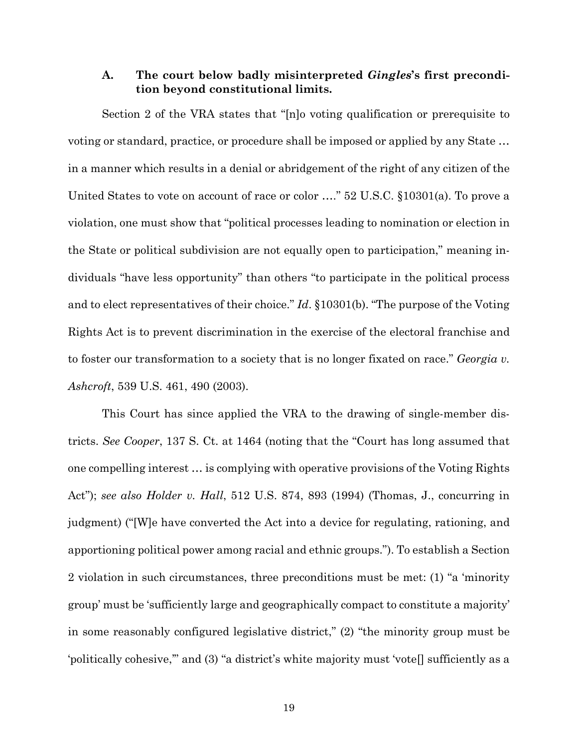### A. The court below badly misinterpreted *Gingles*'s first precondition beyond constitutional limits.

Section 2 of the VRA states that "[n]o voting qualification or prerequisite to voting or standard, practice, or procedure shall be imposed or applied by any State … in a manner which results in a denial or abridgement of the right of any citizen of the United States to vote on account of race or color …." 52 U.S.C. §10301(a). To prove a violation, one must show that "political processes leading to nomination or election in the State or political subdivision are not equally open to participation," meaning individuals "have less opportunity" than others "to participate in the political process and to elect representatives of their choice." *Id*. §10301(b). "The purpose of the Voting Rights Act is to prevent discrimination in the exercise of the electoral franchise and to foster our transformation to a society that is no longer fixated on race." *Georgia v. Ashcroft*, 539 U.S. 461, 490 (2003).

This Court has since applied the VRA to the drawing of single-member districts. *See Cooper*, 137 S. Ct. at 1464 (noting that the "Court has long assumed that one compelling interest … is complying with operative provisions of the Voting Rights Act"); *see also Holder v. Hall*, 512 U.S. 874, 893 (1994) (Thomas, J., concurring in judgment) ("[W]e have converted the Act into a device for regulating, rationing, and apportioning political power among racial and ethnic groups."). To establish a Section 2 violation in such circumstances, three preconditions must be met: (1) "a 'minority group' must be 'sufficiently large and geographically compact to constitute a majority' in some reasonably configured legislative district," (2) "the minority group must be 'politically cohesive,'" and (3) "a district's white majority must 'vote[] sufficiently as a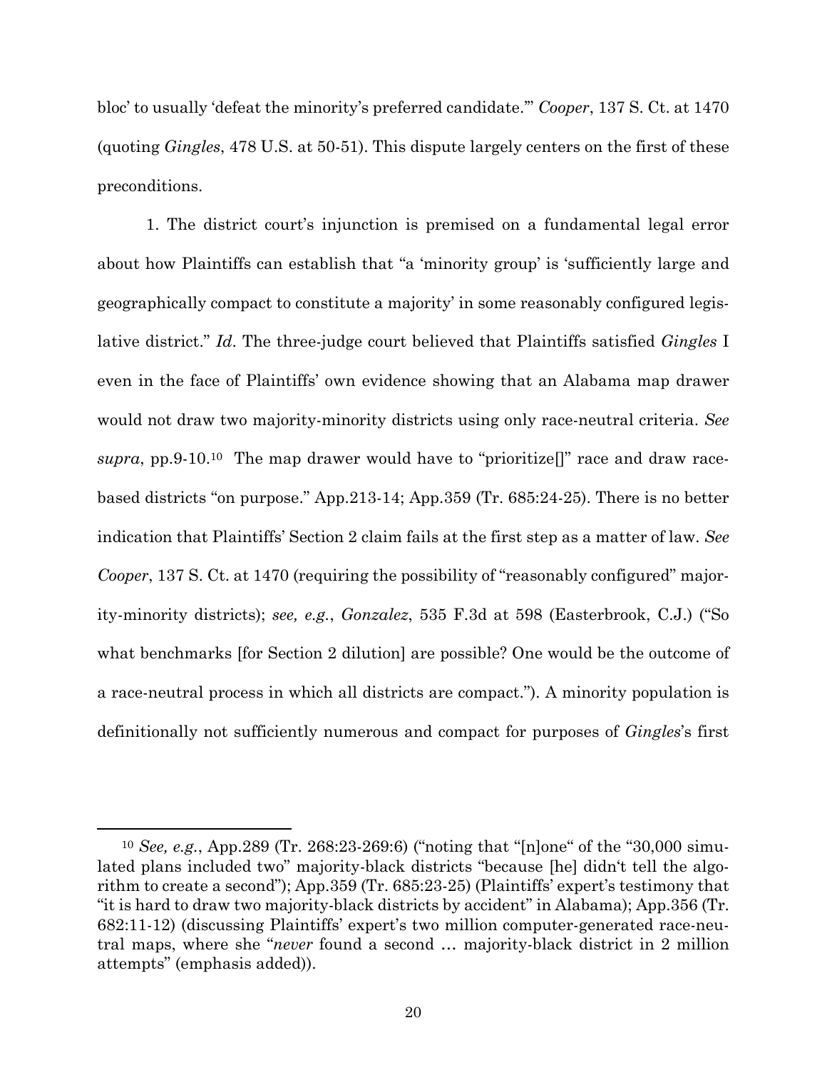bloc' to usually 'defeat the minority's preferred candidate.'" *Cooper*, 137 S. Ct. at 1470 (quoting *Gingles*, 478 U.S. at 50-51). This dispute largely centers on the first of these preconditions.

1. The district court's injunction is premised on a fundamental legal error about how Plaintiffs can establish that "a 'minority group' is 'sufficiently large and geographically compact to constitute a majority' in some reasonably configured legislative district." *Id.* The three-judge court believed that Plaintiffs satisfied *Gingles* I even in the face of Plaintiffs' own evidence showing that an Alabama map drawer would not draw two majority-minority districts using only race-neutral criteria. *See supra*, pp.9-10.[10] The map drawer would have to "prioritize[]" race and draw race-based districts "on purpose." App.213-14; App.359 (Tr. 685:24-25). There is no better indication that Plaintiffs' Section 2 claim fails at the first step as a matter of law. *See Cooper*, 137 S. Ct. at 1470 (requiring the possibility of "reasonably configured" majority-minority districts); *see, e.g.*, *Gonzalez*, 535 F.3d at 598 (Easterbrook, C.J.) ("So what benchmarks [for Section 2 dilution] are possible? One would be the outcome of a race-neutral process in which all districts are compact."). A minority population is definitionally not sufficiently numerous and compact for purposes of *Gingles*'s first

---

[10] *See, e.g.*, App.289 (Tr. 268:23-269:6) ("noting that "[n]one" of the "30,000 simulated plans included two" majority-black districts "because [he] didn't tell the algorithm to create a second"); App.359 (Tr. 685:23-25) (Plaintiffs' expert's testimony that "it is hard to draw two majority-black districts by accident" in Alabama); App.356 (Tr. 682:11-12) (discussing Plaintiffs' expert's two million computer-generated race-neutral maps, where she "*never* found a second … majority-black district in 2 million attempts" (emphasis added)).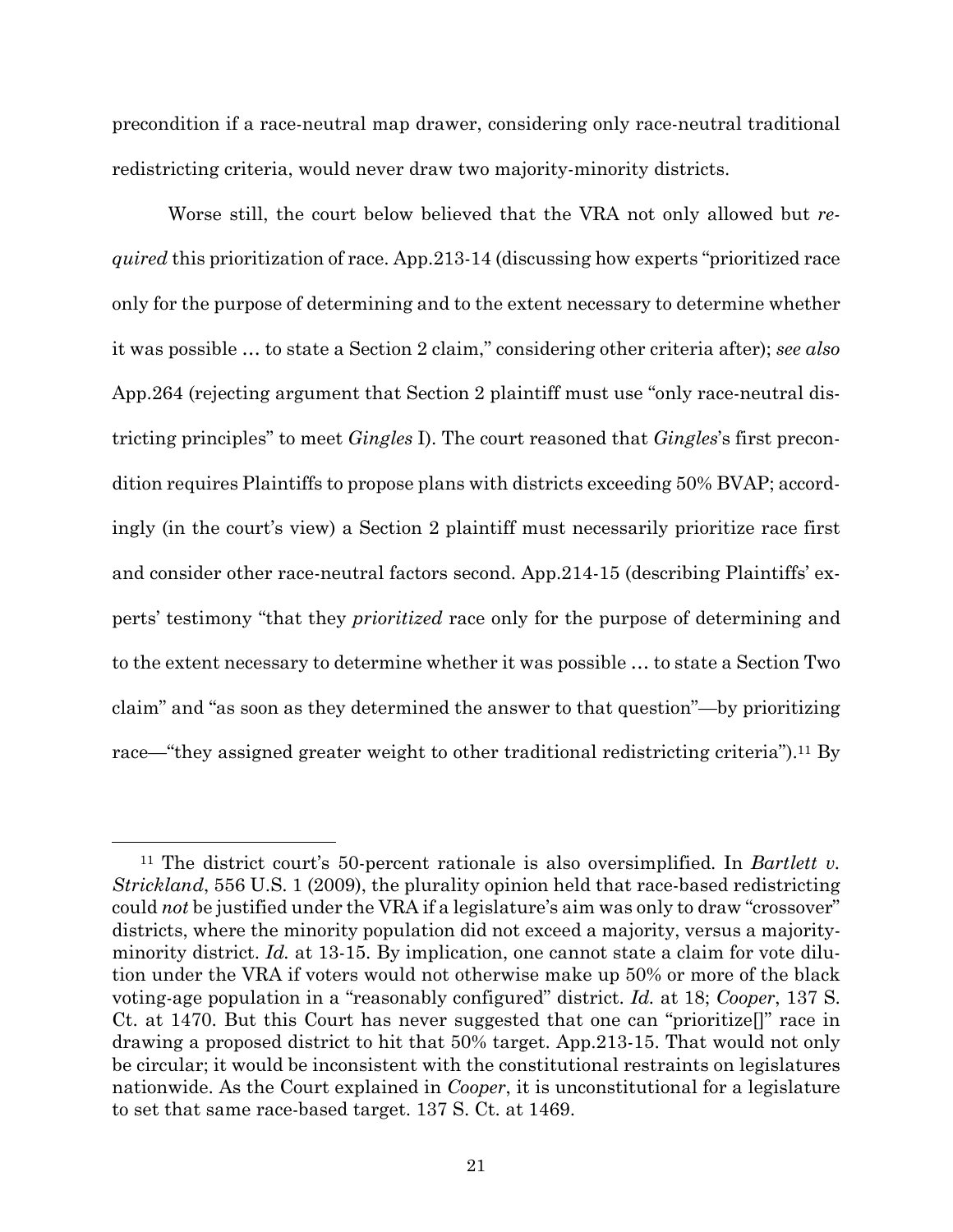precondition if a race-neutral map drawer, considering only race-neutral traditional redistricting criteria, would never draw two majority-minority districts.

Worse still, the court below believed that the VRA not only allowed but *required* this prioritization of race. App.213-14 (discussing how experts "prioritized race only for the purpose of determining and to the extent necessary to determine whether it was possible … to state a Section 2 claim," considering other criteria after); *see also* App.264 (rejecting argument that Section 2 plaintiff must use "only race-neutral districting principles" to meet *Gingles* I). The court reasoned that *Gingles*'s first precondition requires Plaintiffs to propose plans with districts exceeding 50% BVAP; accordingly (in the court's view) a Section 2 plaintiff must necessarily prioritize race first and consider other race-neutral factors second. App.214-15 (describing Plaintiffs' experts' testimony "that they *prioritized* race only for the purpose of determining and to the extent necessary to determine whether it was possible … to state a Section Two claim" and "as soon as they determined the answer to that question"—by prioritizing race—"they assigned greater weight to other traditional redistricting criteria").[11] By

[11] The district court's 50-percent rationale is also oversimplified. In *Bartlett v. Strickland*, 556 U.S. 1 (2009), the plurality opinion held that race-based redistricting could *not* be justified under the VRA if a legislature's aim was only to draw "crossover" districts, where the minority population did not exceed a majority, versus a majority-minority district. *Id.* at 13-15. By implication, one cannot state a claim for vote dilution under the VRA if voters would not otherwise make up 50% or more of the black voting-age population in a "reasonably configured" district. *Id.* at 18; *Cooper*, 137 S. Ct. at 1470. But this Court has never suggested that one can "prioritize[]" race in drawing a proposed district to hit that 50% target. App.213-15. That would not only be circular; it would be inconsistent with the constitutional restraints on legislatures nationwide. As the Court explained in *Cooper*, it is unconstitutional for a legislature to set that same race-based target. 137 S. Ct. at 1469.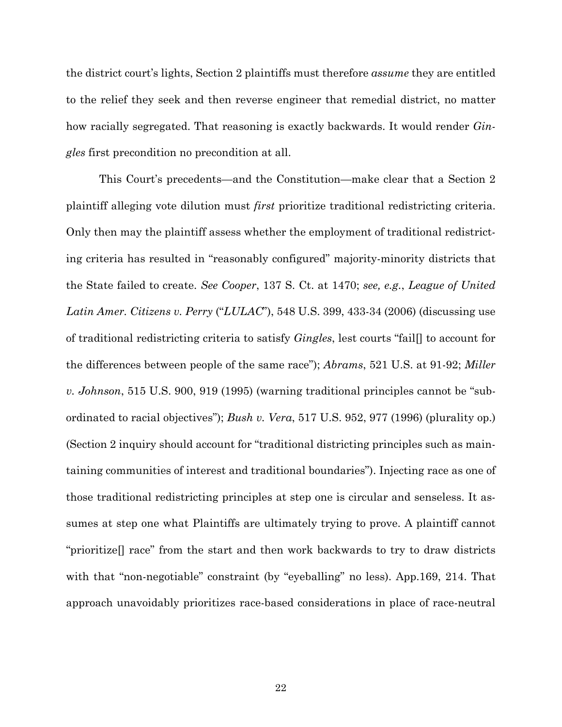the district court's lights, Section 2 plaintiffs must therefore *assume* they are entitled to the relief they seek and then reverse engineer that remedial district, no matter how racially segregated. That reasoning is exactly backwards. It would render *Gingles* first precondition no precondition at all.

This Court's precedents—and the Constitution—make clear that a Section 2 plaintiff alleging vote dilution must *first* prioritize traditional redistricting criteria. Only then may the plaintiff assess whether the employment of traditional redistricting criteria has resulted in "reasonably configured" majority-minority districts that the State failed to create. *See Cooper*, 137 S. Ct. at 1470; *see, e.g.*, *League of United Latin Amer. Citizens v. Perry* ("*LULAC*"), 548 U.S. 399, 433-34 (2006) (discussing use of traditional redistricting criteria to satisfy *Gingles*, lest courts "fail[] to account for the differences between people of the same race"); *Abrams*, 521 U.S. at 91-92; *Miller v. Johnson*, 515 U.S. 900, 919 (1995) (warning traditional principles cannot be "subordinated to racial objectives"); *Bush v. Vera*, 517 U.S. 952, 977 (1996) (plurality op.) (Section 2 inquiry should account for "traditional districting principles such as maintaining communities of interest and traditional boundaries"). Injecting race as one of those traditional redistricting principles at step one is circular and senseless. It assumes at step one what Plaintiffs are ultimately trying to prove. A plaintiff cannot "prioritize[] race" from the start and then work backwards to try to draw districts with that "non-negotiable" constraint (by "eyeballing" no less). App.169, 214. That approach unavoidably prioritizes race-based considerations in place of race-neutral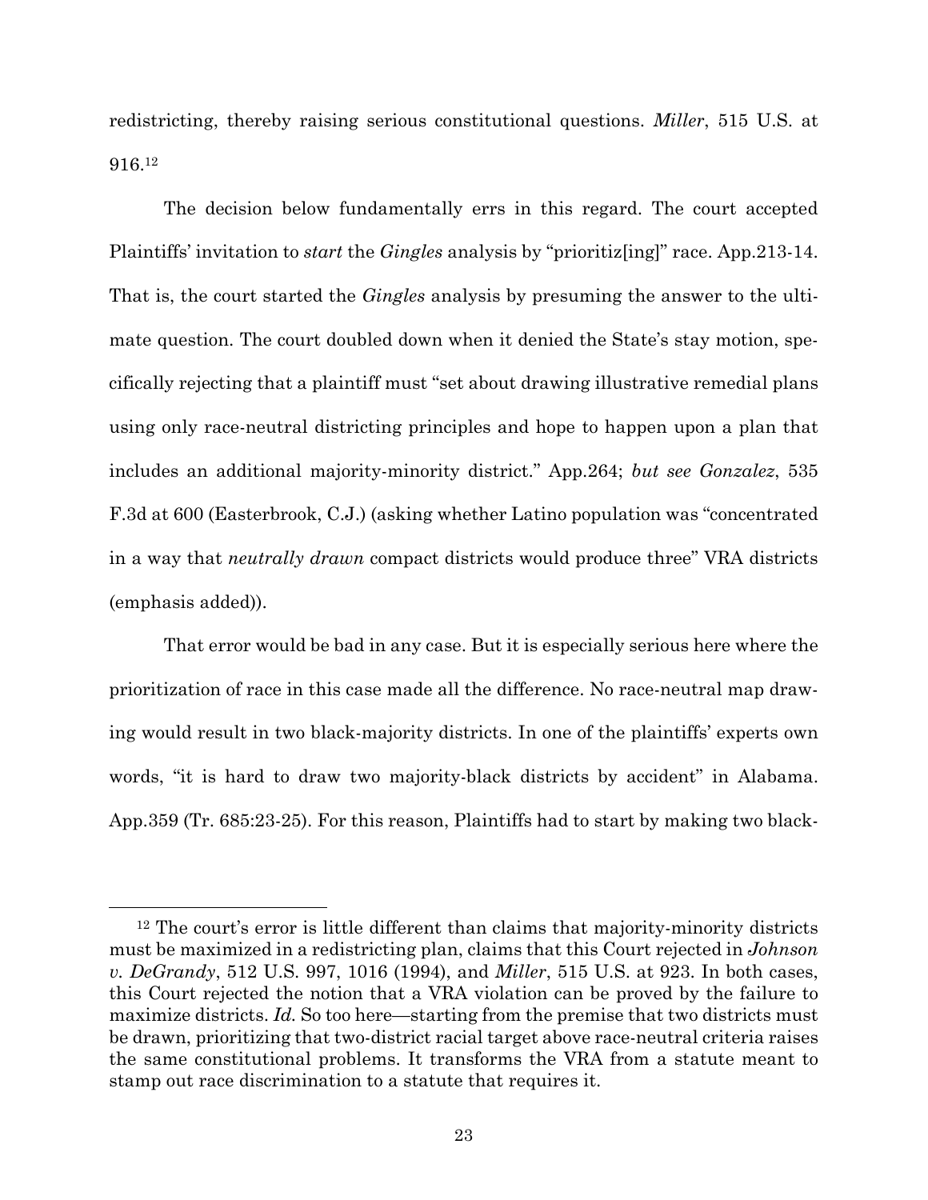redistricting, thereby raising serious constitutional questions. *Miller*, 515 U.S. at 916.[12]

The decision below fundamentally errs in this regard. The court accepted Plaintiffs' invitation to *start* the *Gingles* analysis by "prioritiz[ing]" race. App.213-14. That is, the court started the *Gingles* analysis by presuming the answer to the ultimate question. The court doubled down when it denied the State's stay motion, specifically rejecting that a plaintiff must "set about drawing illustrative remedial plans using only race-neutral districting principles and hope to happen upon a plan that includes an additional majority-minority district." App.264; *but see Gonzalez*, 535 F.3d at 600 (Easterbrook, C.J.) (asking whether Latino population was "concentrated in a way that *neutrally drawn* compact districts would produce three" VRA districts (emphasis added)).

That error would be bad in any case. But it is especially serious here where the prioritization of race in this case made all the difference. No race-neutral map drawing would result in two black-majority districts. In one of the plaintiffs' experts own words, "it is hard to draw two majority-black districts by accident" in Alabama. App.359 (Tr. 685:23-25). For this reason, Plaintiffs had to start by making two black-

---

[12] The court's error is little different than claims that majority-minority districts must be maximized in a redistricting plan, claims that this Court rejected in *Johnson v. DeGrandy*, 512 U.S. 997, 1016 (1994), and *Miller*, 515 U.S. at 923. In both cases, this Court rejected the notion that a VRA violation can be proved by the failure to maximize districts. *Id.* So too here—starting from the premise that two districts must be drawn, prioritizing that two-district racial target above race-neutral criteria raises the same constitutional problems. It transforms the VRA from a statute meant to stamp out race discrimination to a statute that requires it.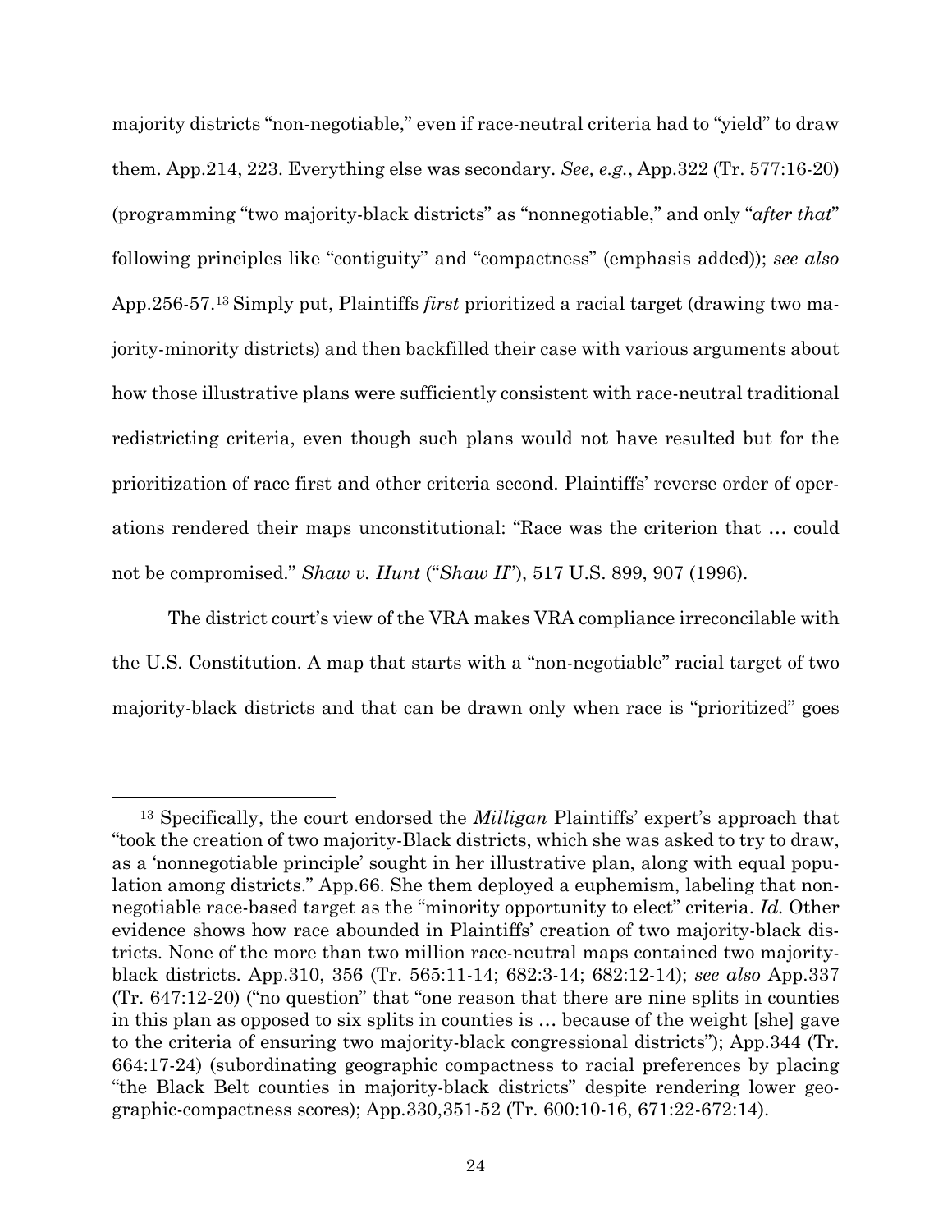majority districts "non-negotiable," even if race-neutral criteria had to "yield" to draw them. App.214, 223. Everything else was secondary. *See, e.g.*, App.322 (Tr. 577:16-20) (programming "two majority-black districts" as "nonnegotiable," and only "*after that*" following principles like "contiguity" and "compactness" (emphasis added)); *see also* App.256-57.[13] Simply put, Plaintiffs *first* prioritized a racial target (drawing two majority-minority districts) and then backfilled their case with various arguments about how those illustrative plans were sufficiently consistent with race-neutral traditional redistricting criteria, even though such plans would not have resulted but for the prioritization of race first and other criteria second. Plaintiffs' reverse order of operations rendered their maps unconstitutional: "Race was the criterion that … could not be compromised." *Shaw v. Hunt* ("*Shaw II*"), 517 U.S. 899, 907 (1996).

The district court's view of the VRA makes VRA compliance irreconcilable with the U.S. Constitution. A map that starts with a "non-negotiable" racial target of two majority-black districts and that can be drawn only when race is "prioritized" goes

---

[13] Specifically, the court endorsed the *Milligan* Plaintiffs' expert's approach that "took the creation of two majority-Black districts, which she was asked to try to draw, as a 'nonnegotiable principle' sought in her illustrative plan, along with equal population among districts." App.66. She them deployed a euphemism, labeling that non-negotiable race-based target as the "minority opportunity to elect" criteria. *Id.* Other evidence shows how race abounded in Plaintiffs' creation of two majority-black districts. None of the more than two million race-neutral maps contained two majority-black districts. App.310, 356 (Tr. 565:11-14; 682:3-14; 682:12-14); *see also* App.337 (Tr. 647:12-20) ("no question" that "one reason that there are nine splits in counties in this plan as opposed to six splits in counties is … because of the weight [she] gave to the criteria of ensuring two majority-black congressional districts"); App.344 (Tr. 664:17-24) (subordinating geographic compactness to racial preferences by placing "the Black Belt counties in majority-black districts" despite rendering lower geographic-compactness scores); App.330,351-52 (Tr. 600:10-16, 671:22-672:14).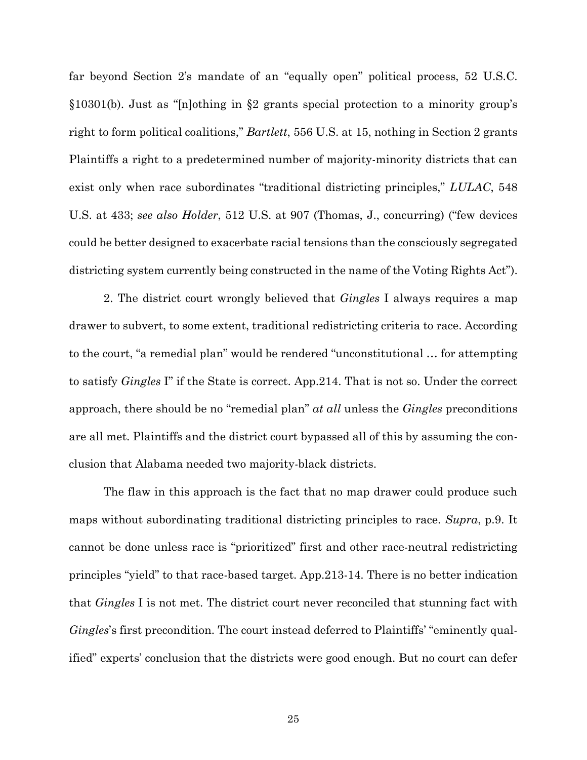far beyond Section 2's mandate of an "equally open" political process, 52 U.S.C. §10301(b). Just as "[n]othing in §2 grants special protection to a minority group's right to form political coalitions," *Bartlett*, 556 U.S. at 15, nothing in Section 2 grants Plaintiffs a right to a predetermined number of majority-minority districts that can exist only when race subordinates "traditional districting principles," *LULAC*, 548 U.S. at 433; *see also Holder*, 512 U.S. at 907 (Thomas, J., concurring) ("few devices could be better designed to exacerbate racial tensions than the consciously segregated districting system currently being constructed in the name of the Voting Rights Act").

2. The district court wrongly believed that *Gingles* I always requires a map drawer to subvert, to some extent, traditional redistricting criteria to race. According to the court, "a remedial plan" would be rendered "unconstitutional … for attempting to satisfy *Gingles* I" if the State is correct. App.214. That is not so. Under the correct approach, there should be no "remedial plan" *at all* unless the *Gingles* preconditions are all met. Plaintiffs and the district court bypassed all of this by assuming the conclusion that Alabama needed two majority-black districts.

The flaw in this approach is the fact that no map drawer could produce such maps without subordinating traditional districting principles to race. *Supra*, p.9. It cannot be done unless race is "prioritized" first and other race-neutral redistricting principles "yield" to that race-based target. App.213-14. There is no better indication that *Gingles* I is not met. The district court never reconciled that stunning fact with *Gingles*'s first precondition. The court instead deferred to Plaintiffs' "eminently qualified" experts' conclusion that the districts were good enough. But no court can defer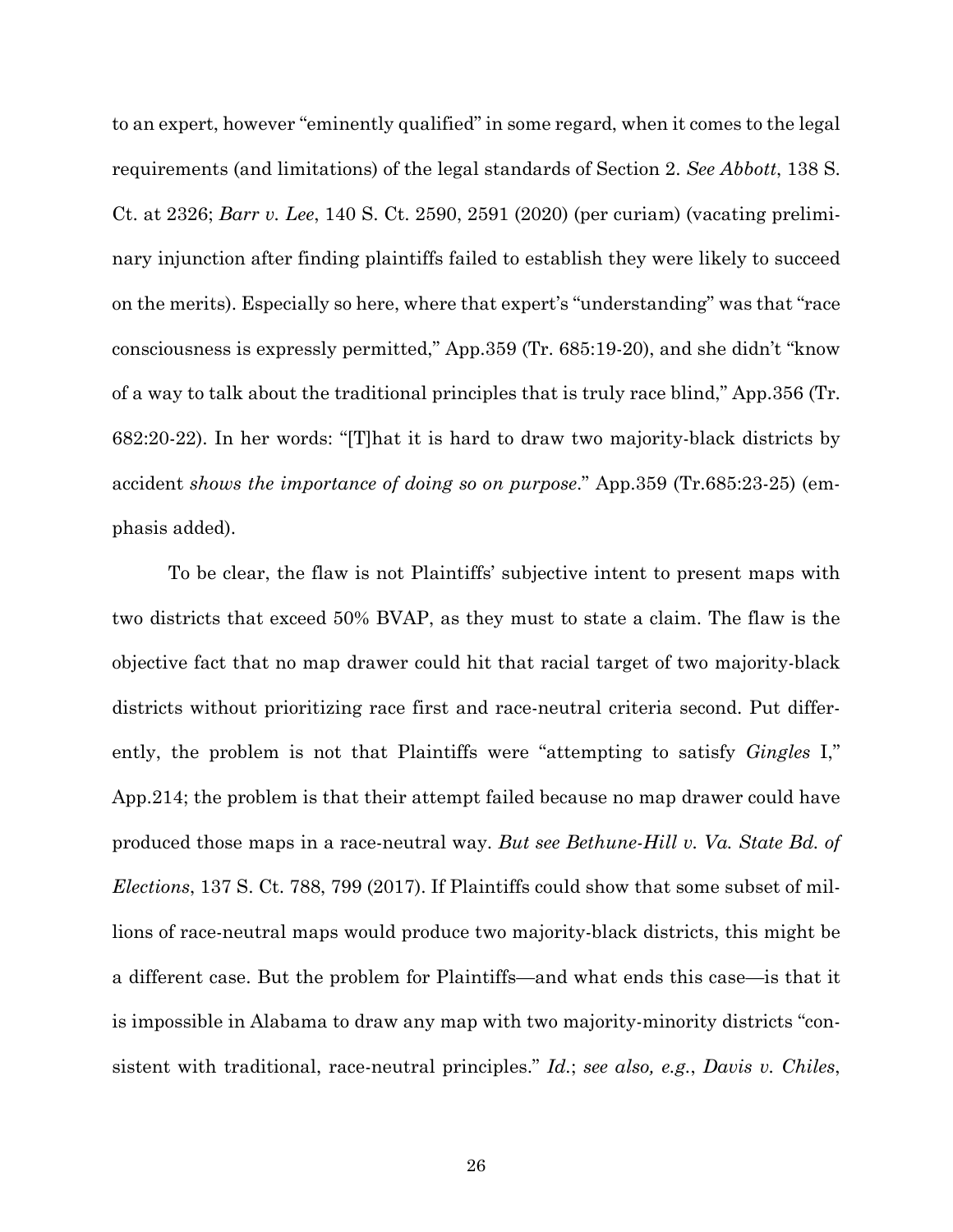to an expert, however "eminently qualified" in some regard, when it comes to the legal requirements (and limitations) of the legal standards of Section 2. *See Abbott*, 138 S. Ct. at 2326; *Barr v. Lee*, 140 S. Ct. 2590, 2591 (2020) (per curiam) (vacating preliminary injunction after finding plaintiffs failed to establish they were likely to succeed on the merits). Especially so here, where that expert's "understanding" was that "race consciousness is expressly permitted," App.359 (Tr. 685:19-20), and she didn't "know of a way to talk about the traditional principles that is truly race blind," App.356 (Tr. 682:20-22). In her words: "[T]hat it is hard to draw two majority-black districts by accident *shows the importance of doing so on purpose*." App.359 (Tr.685:23-25) (emphasis added).

To be clear, the flaw is not Plaintiffs' subjective intent to present maps with two districts that exceed 50% BVAP, as they must to state a claim. The flaw is the objective fact that no map drawer could hit that racial target of two majority-black districts without prioritizing race first and race-neutral criteria second. Put differently, the problem is not that Plaintiffs were "attempting to satisfy *Gingles* I," App.214; the problem is that their attempt failed because no map drawer could have produced those maps in a race-neutral way. *But see Bethune-Hill v. Va. State Bd. of Elections*, 137 S. Ct. 788, 799 (2017). If Plaintiffs could show that some subset of millions of race-neutral maps would produce two majority-black districts, this might be a different case. But the problem for Plaintiffs—and what ends this case—is that it is impossible in Alabama to draw any map with two majority-minority districts "consistent with traditional, race-neutral principles." *Id.*; *see also, e.g.*, *Davis v. Chiles*,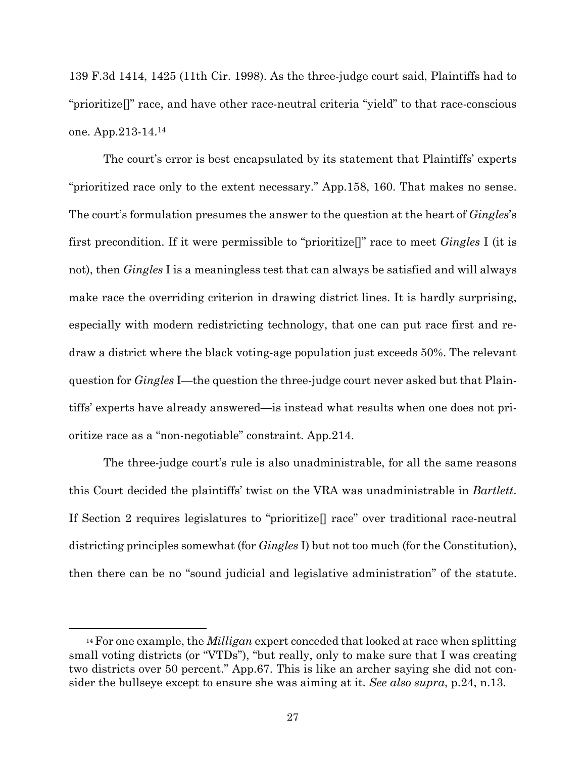139 F.3d 1414, 1425 (11th Cir. 1998). As the three-judge court said, Plaintiffs had to "prioritize[]" race, and have other race-neutral criteria "yield" to that race-conscious one. App.213-14.[14]

The court's error is best encapsulated by its statement that Plaintiffs' experts "prioritized race only to the extent necessary." App.158, 160. That makes no sense. The court's formulation presumes the answer to the question at the heart of *Gingles*'s first precondition. If it were permissible to "prioritize[]" race to meet *Gingles* I (it is not), then *Gingles* I is a meaningless test that can always be satisfied and will always make race the overriding criterion in drawing district lines. It is hardly surprising, especially with modern redistricting technology, that one can put race first and redraw a district where the black voting-age population just exceeds 50%. The relevant question for *Gingles* I—the question the three-judge court never asked but that Plaintiffs' experts have already answered—is instead what results when one does not prioritize race as a "non-negotiable" constraint. App.214.

The three-judge court's rule is also unadministrable, for all the same reasons this Court decided the plaintiffs' twist on the VRA was unadministrable in *Bartlett*. If Section 2 requires legislatures to "prioritize[] race" over traditional race-neutral districting principles somewhat (for *Gingles* I) but not too much (for the Constitution), then there can be no "sound judicial and legislative administration" of the statute.

---

[14] For one example, the *Milligan* expert conceded that looked at race when splitting small voting districts (or "VTDs"), "but really, only to make sure that I was creating two districts over 50 percent." App.67. This is like an archer saying she did not consider the bullseye except to ensure she was aiming at it. *See also supra*, p.24, n.13.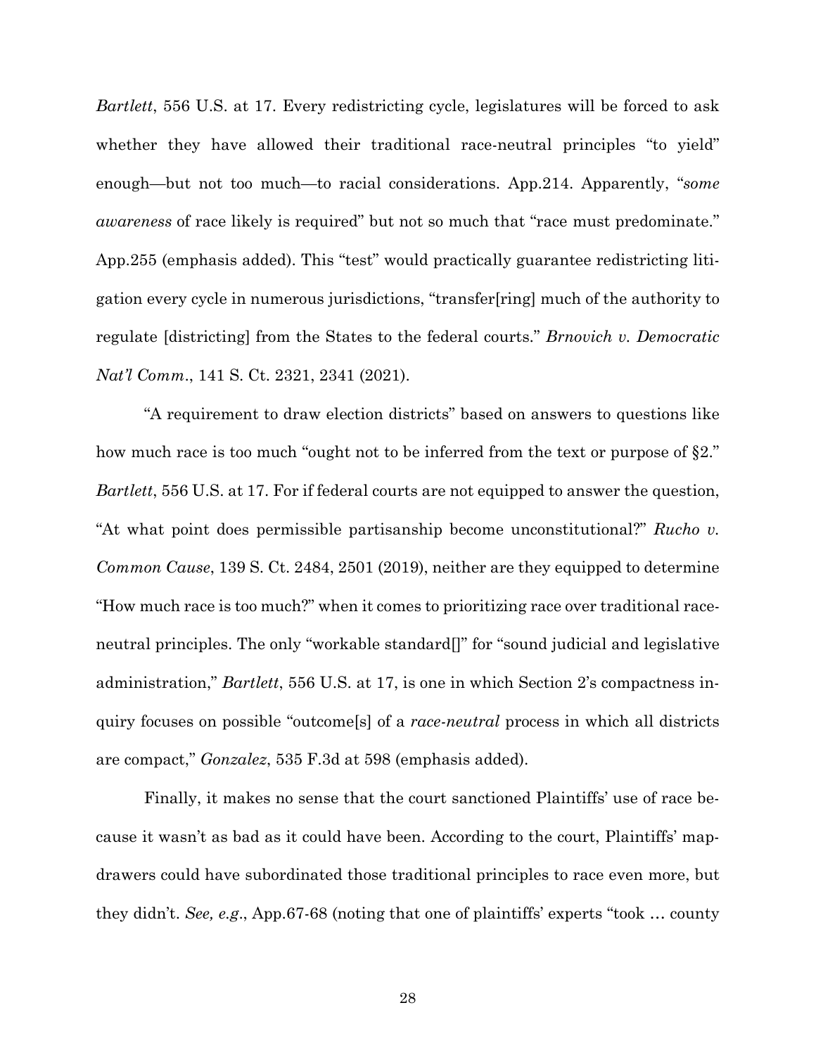*Bartlett*, 556 U.S. at 17. Every redistricting cycle, legislatures will be forced to ask whether they have allowed their traditional race-neutral principles "to yield" enough—but not too much—to racial considerations. App.214. Apparently, "*some awareness* of race likely is required" but not so much that "race must predominate." App.255 (emphasis added). This "test" would practically guarantee redistricting litigation every cycle in numerous jurisdictions, "transfer[ring] much of the authority to regulate [districting] from the States to the federal courts." *Brnovich v. Democratic Nat'l Comm*., 141 S. Ct. 2321, 2341 (2021).

"A requirement to draw election districts" based on answers to questions like how much race is too much "ought not to be inferred from the text or purpose of §2." *Bartlett*, 556 U.S. at 17. For if federal courts are not equipped to answer the question, "At what point does permissible partisanship become unconstitutional?" *Rucho v. Common Cause*, 139 S. Ct. 2484, 2501 (2019), neither are they equipped to determine "How much race is too much?" when it comes to prioritizing race over traditional race-neutral principles. The only "workable standard[]" for "sound judicial and legislative administration," *Bartlett*, 556 U.S. at 17, is one in which Section 2's compactness inquiry focuses on possible "outcome[s] of a *race-neutral* process in which all districts are compact," *Gonzalez*, 535 F.3d at 598 (emphasis added).

Finally, it makes no sense that the court sanctioned Plaintiffs' use of race because it wasn't as bad as it could have been. According to the court, Plaintiffs' mapdrawers could have subordinated those traditional principles to race even more, but they didn't. *See, e.g*., App.67-68 (noting that one of plaintiffs' experts "took … county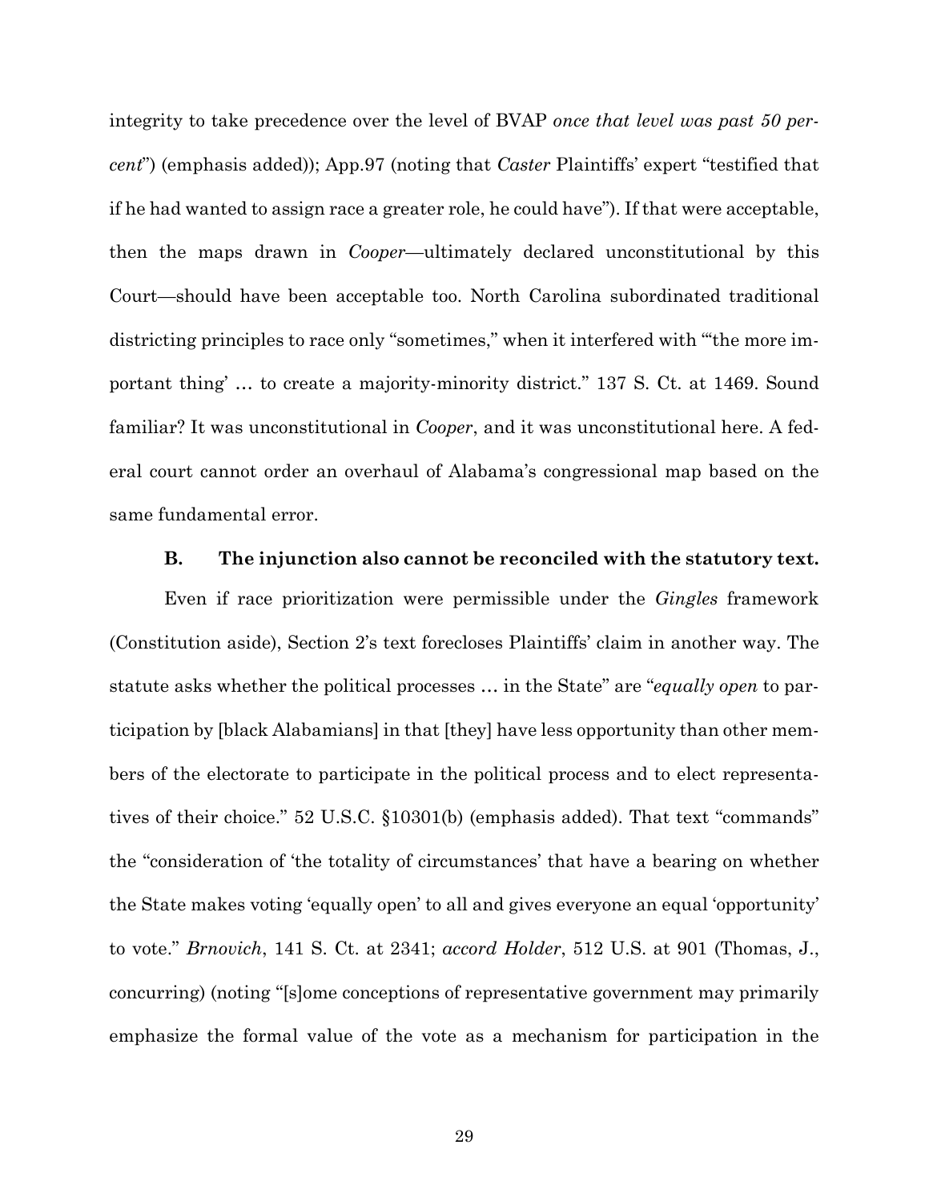integrity to take precedence over the level of BVAP *once that level was past 50 percent*") (emphasis added)); App.97 (noting that *Caster* Plaintiffs' expert "testified that if he had wanted to assign race a greater role, he could have"). If that were acceptable, then the maps drawn in *Cooper*—ultimately declared unconstitutional by this Court—should have been acceptable too. North Carolina subordinated traditional districting principles to race only "sometimes," when it interfered with "'the more important thing' … to create a majority-minority district." 137 S. Ct. at 1469. Sound familiar? It was unconstitutional in *Cooper*, and it was unconstitutional here. A federal court cannot order an overhaul of Alabama's congressional map based on the same fundamental error.

### B. The injunction also cannot be reconciled with the statutory text.

Even if race prioritization were permissible under the *Gingles* framework (Constitution aside), Section 2's text forecloses Plaintiffs' claim in another way. The statute asks whether the political processes … in the State" are "*equally open* to participation by [black Alabamians] in that [they] have less opportunity than other members of the electorate to participate in the political process and to elect representatives of their choice." 52 U.S.C. §10301(b) (emphasis added). That text "commands" the "consideration of 'the totality of circumstances' that have a bearing on whether the State makes voting 'equally open' to all and gives everyone an equal 'opportunity' to vote." *Brnovich*, 141 S. Ct. at 2341; *accord Holder*, 512 U.S. at 901 (Thomas, J., concurring) (noting "[s]ome conceptions of representative government may primarily emphasize the formal value of the vote as a mechanism for participation in the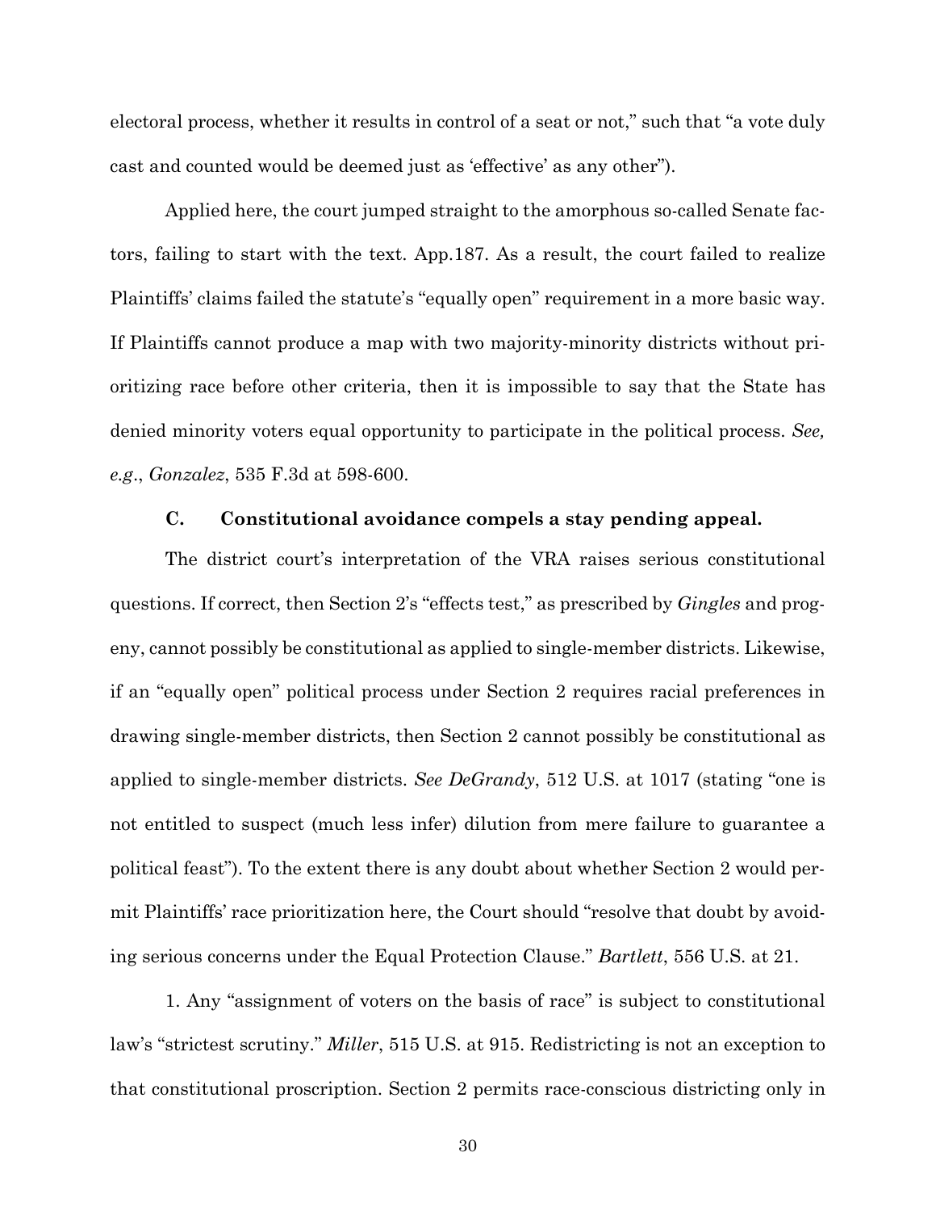electoral process, whether it results in control of a seat or not," such that "a vote duly cast and counted would be deemed just as 'effective' as any other").

Applied here, the court jumped straight to the amorphous so-called Senate factors, failing to start with the text. App.187. As a result, the court failed to realize Plaintiffs' claims failed the statute's "equally open" requirement in a more basic way. If Plaintiffs cannot produce a map with two majority-minority districts without prioritizing race before other criteria, then it is impossible to say that the State has denied minority voters equal opportunity to participate in the political process. *See, e.g.*, *Gonzalez*, 535 F.3d at 598-600.

### C. Constitutional avoidance compels a stay pending appeal.

The district court's interpretation of the VRA raises serious constitutional questions. If correct, then Section 2's "effects test," as prescribed by *Gingles* and progeny, cannot possibly be constitutional as applied to single-member districts. Likewise, if an "equally open" political process under Section 2 requires racial preferences in drawing single-member districts, then Section 2 cannot possibly be constitutional as applied to single-member districts. *See DeGrandy*, 512 U.S. at 1017 (stating "one is not entitled to suspect (much less infer) dilution from mere failure to guarantee a political feast"). To the extent there is any doubt about whether Section 2 would permit Plaintiffs' race prioritization here, the Court should "resolve that doubt by avoiding serious concerns under the Equal Protection Clause." *Bartlett*, 556 U.S. at 21.

1. Any "assignment of voters on the basis of race" is subject to constitutional law's "strictest scrutiny." *Miller*, 515 U.S. at 915. Redistricting is not an exception to that constitutional proscription. Section 2 permits race-conscious districting only in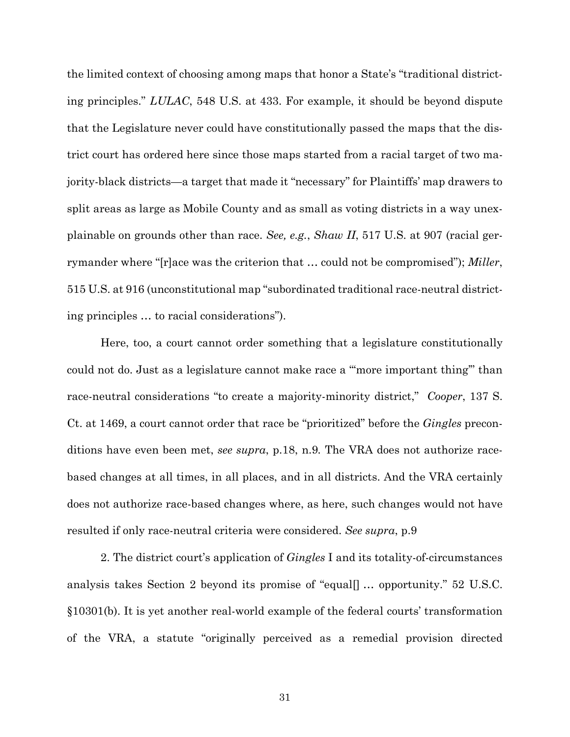the limited context of choosing among maps that honor a State's "traditional districting principles." *LULAC*, 548 U.S. at 433. For example, it should be beyond dispute that the Legislature never could have constitutionally passed the maps that the district court has ordered here since those maps started from a racial target of two majority-black districts—a target that made it "necessary" for Plaintiffs' map drawers to split areas as large as Mobile County and as small as voting districts in a way unexplainable on grounds other than race. *See, e.g.*, *Shaw II*, 517 U.S. at 907 (racial gerrymander where "[r]ace was the criterion that … could not be compromised"); *Miller*, 515 U.S. at 916 (unconstitutional map "subordinated traditional race-neutral districting principles … to racial considerations").

Here, too, a court cannot order something that a legislature constitutionally could not do. Just as a legislature cannot make race a "'more important thing'" than race-neutral considerations "to create a majority-minority district," *Cooper*, 137 S. Ct. at 1469, a court cannot order that race be "prioritized" before the *Gingles* preconditions have even been met, *see supra*, p.18, n.9. The VRA does not authorize race-based changes at all times, in all places, and in all districts. And the VRA certainly does not authorize race-based changes where, as here, such changes would not have resulted if only race-neutral criteria were considered. *See supra*, p.9

2. The district court's application of *Gingles* I and its totality-of-circumstances analysis takes Section 2 beyond its promise of "equal[] … opportunity." 52 U.S.C. §10301(b). It is yet another real-world example of the federal courts' transformation of the VRA, a statute "originally perceived as a remedial provision directed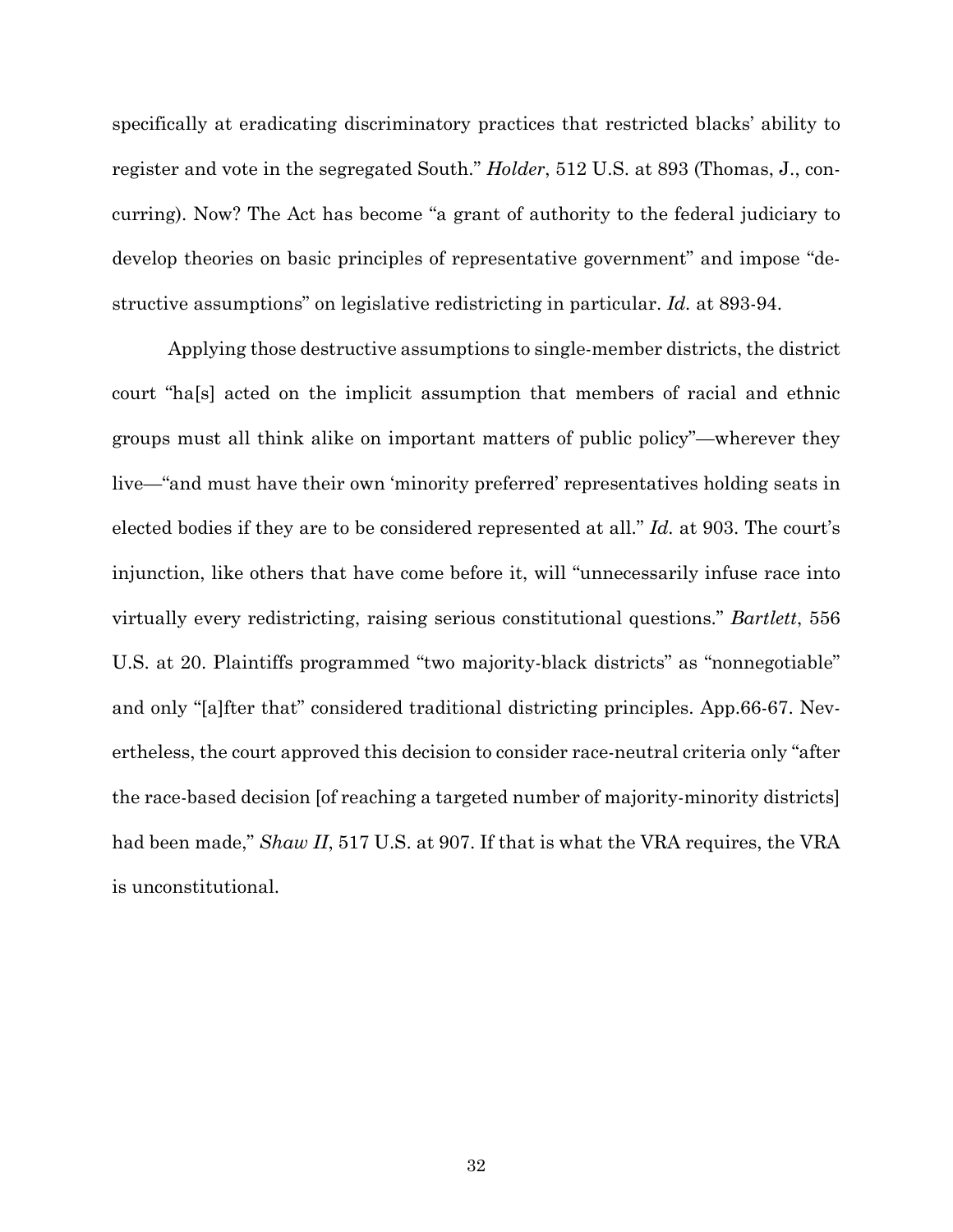specifically at eradicating discriminatory practices that restricted blacks' ability to register and vote in the segregated South." *Holder*, 512 U.S. at 893 (Thomas, J., concurring). Now? The Act has become "a grant of authority to the federal judiciary to develop theories on basic principles of representative government" and impose "destructive assumptions" on legislative redistricting in particular. *Id.* at 893-94.

Applying those destructive assumptions to single-member districts, the district court "ha[s] acted on the implicit assumption that members of racial and ethnic groups must all think alike on important matters of public policy"—wherever they live—"and must have their own 'minority preferred' representatives holding seats in elected bodies if they are to be considered represented at all." *Id.* at 903. The court's injunction, like others that have come before it, will "unnecessarily infuse race into virtually every redistricting, raising serious constitutional questions." *Bartlett*, 556 U.S. at 20. Plaintiffs programmed "two majority-black districts" as "nonnegotiable" and only "[a]fter that" considered traditional districting principles. App.66-67. Nevertheless, the court approved this decision to consider race-neutral criteria only "after the race-based decision [of reaching a targeted number of majority-minority districts] had been made," *Shaw II*, 517 U.S. at 907. If that is what the VRA requires, the VRA is unconstitutional.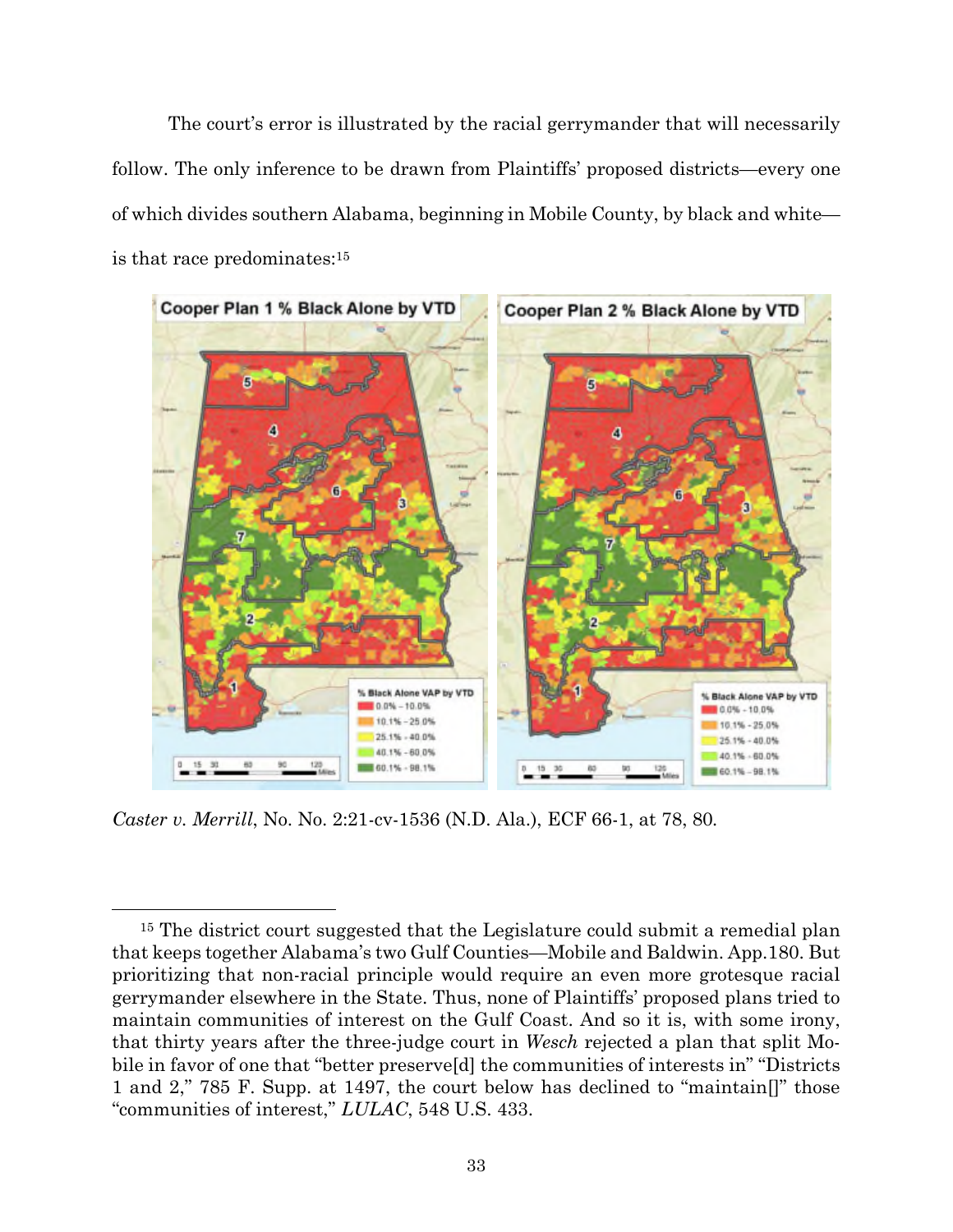The court's error is illustrated by the racial gerrymander that will necessarily follow. The only inference to be drawn from Plaintiffs' proposed districts—every one of which divides southern Alabama, beginning in Mobile County, by black and white—is that race predominates:[15]

*Caster v. Merrill*, No. No. 2:21-cv-1536 (N.D. Ala.), ECF 66-1, at 78, 80.

---

[15] The district court suggested that the Legislature could submit a remedial plan that keeps together Alabama's two Gulf Counties—Mobile and Baldwin. App.180. But prioritizing that non-racial principle would require an even more grotesque racial gerrymander elsewhere in the State. Thus, none of Plaintiffs' proposed plans tried to maintain communities of interest on the Gulf Coast. And so it is, with some irony, that thirty years after the three-judge court in *Wesch* rejected a plan that split Mobile in favor of one that "better preserve[d] the communities of interests in" "Districts 1 and 2," 785 F. Supp. at 1497, the court below has declined to "maintain[]" those "communities of interest," *LULAC*, 548 U.S. 433.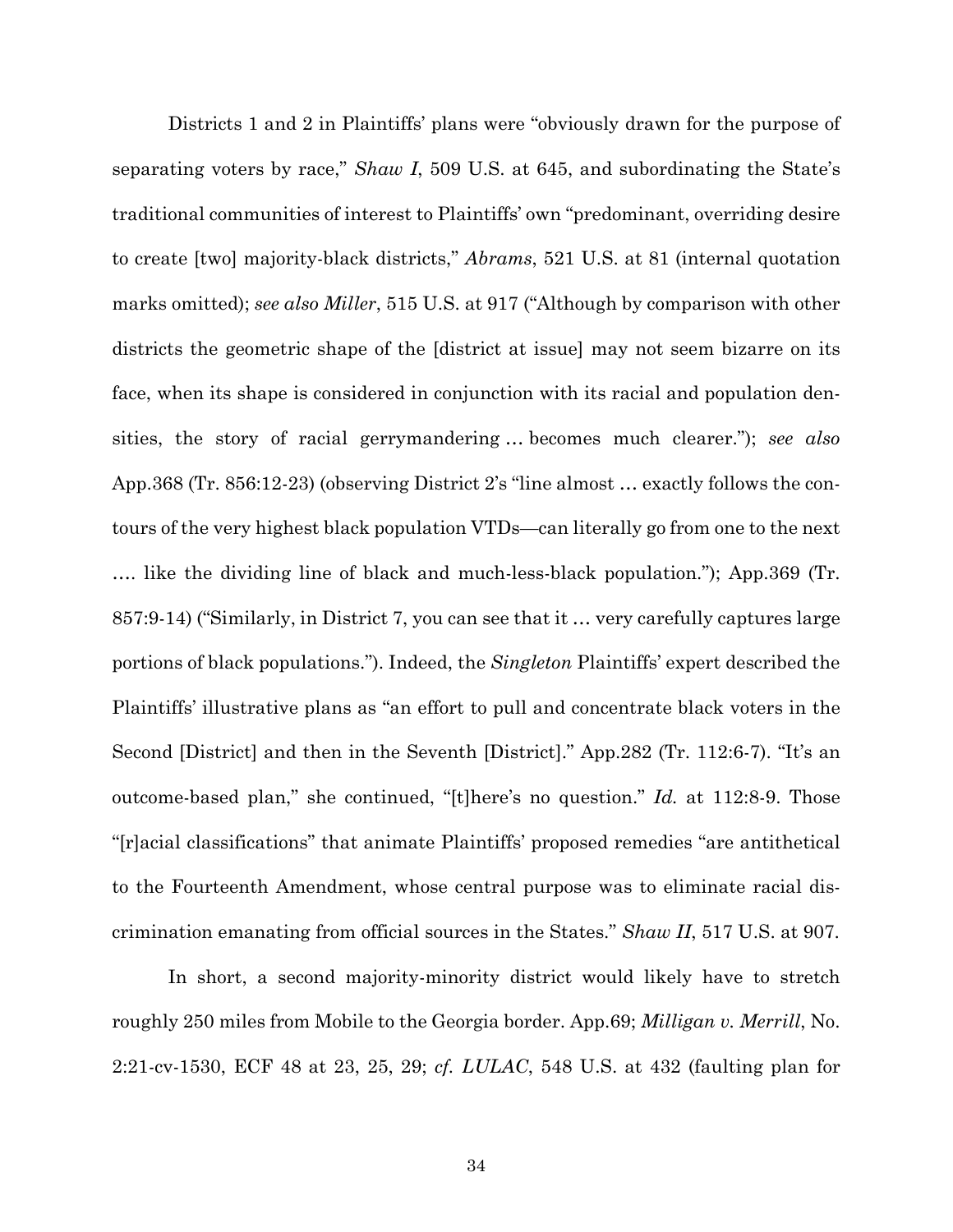Districts 1 and 2 in Plaintiffs' plans were "obviously drawn for the purpose of separating voters by race," *Shaw I*, 509 U.S. at 645, and subordinating the State's traditional communities of interest to Plaintiffs' own "predominant, overriding desire to create [two] majority-black districts," *Abrams*, 521 U.S. at 81 (internal quotation marks omitted); *see also Miller*, 515 U.S. at 917 ("Although by comparison with other districts the geometric shape of the [district at issue] may not seem bizarre on its face, when its shape is considered in conjunction with its racial and population densities, the story of racial gerrymandering … becomes much clearer."); *see also* App.368 (Tr. 856:12-23) (observing District 2's "line almost … exactly follows the contours of the very highest black population VTDs—can literally go from one to the next …. like the dividing line of black and much-less-black population."); App.369 (Tr. 857:9-14) ("Similarly, in District 7, you can see that it … very carefully captures large portions of black populations."). Indeed, the *Singleton* Plaintiffs' expert described the Plaintiffs' illustrative plans as "an effort to pull and concentrate black voters in the Second [District] and then in the Seventh [District]." App.282 (Tr. 112:6-7). "It's an outcome-based plan," she continued, "[t]here's no question." *Id.* at 112:8-9. Those "[r]acial classifications" that animate Plaintiffs' proposed remedies "are antithetical to the Fourteenth Amendment, whose central purpose was to eliminate racial discrimination emanating from official sources in the States." *Shaw II*, 517 U.S. at 907.

In short, a second majority-minority district would likely have to stretch roughly 250 miles from Mobile to the Georgia border. App.69; *Milligan v. Merrill*, No. 2:21-cv-1530, ECF 48 at 23, 25, 29; *cf. LULAC*, 548 U.S. at 432 (faulting plan for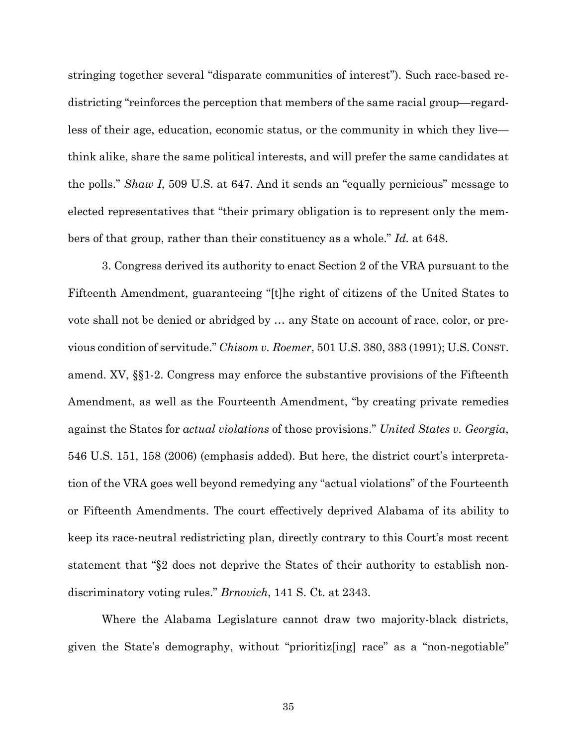stringing together several "disparate communities of interest"). Such race-based redistricting "reinforces the perception that members of the same racial group—regardless of their age, education, economic status, or the community in which they live—think alike, share the same political interests, and will prefer the same candidates at the polls." *Shaw I*, 509 U.S. at 647. And it sends an "equally pernicious" message to elected representatives that "their primary obligation is to represent only the members of that group, rather than their constituency as a whole." *Id.* at 648.

3. Congress derived its authority to enact Section 2 of the VRA pursuant to the Fifteenth Amendment, guaranteeing "[t]he right of citizens of the United States to vote shall not be denied or abridged by … any State on account of race, color, or previous condition of servitude." *Chisom v. Roemer*, 501 U.S. 380, 383 (1991); U.S. CONST. amend. XV, §§1-2. Congress may enforce the substantive provisions of the Fifteenth Amendment, as well as the Fourteenth Amendment, "by creating private remedies against the States for *actual violations* of those provisions." *United States v. Georgia*, 546 U.S. 151, 158 (2006) (emphasis added). But here, the district court's interpretation of the VRA goes well beyond remedying any "actual violations" of the Fourteenth or Fifteenth Amendments. The court effectively deprived Alabama of its ability to keep its race-neutral redistricting plan, directly contrary to this Court's most recent statement that "§2 does not deprive the States of their authority to establish non-discriminatory voting rules." *Brnovich*, 141 S. Ct. at 2343.

Where the Alabama Legislature cannot draw two majority-black districts, given the State's demography, without "prioritiz[ing] race" as a "non-negotiable"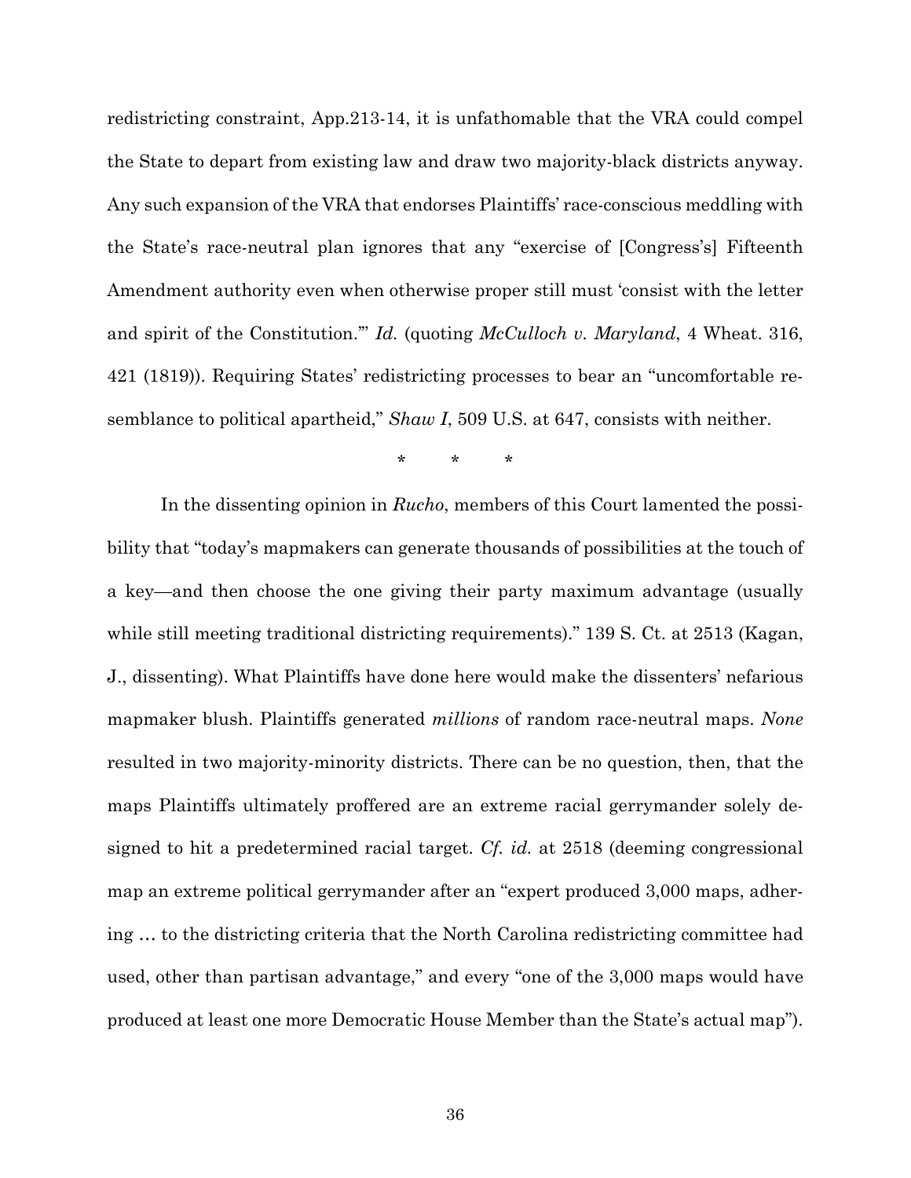redistricting constraint, App.213-14, it is unfathomable that the VRA could compel the State to depart from existing law and draw two majority-black districts anyway. Any such expansion of the VRA that endorses Plaintiffs' race-conscious meddling with the State's race-neutral plan ignores that any "exercise of [Congress's] Fifteenth Amendment authority even when otherwise proper still must 'consist with the letter and spirit of the Constitution.'" *Id.* (quoting *McCulloch v. Maryland*, 4 Wheat. 316, 421 (1819)). Requiring States' redistricting processes to bear an "uncomfortable resemblance to political apartheid," *Shaw I*, 509 U.S. at 647, consists with neither.

\* \* \*

In the dissenting opinion in *Rucho*, members of this Court lamented the possibility that "today's mapmakers can generate thousands of possibilities at the touch of a key—and then choose the one giving their party maximum advantage (usually while still meeting traditional districting requirements)." 139 S. Ct. at 2513 (Kagan, J., dissenting). What Plaintiffs have done here would make the dissenters' nefarious mapmaker blush. Plaintiffs generated *millions* of random race-neutral maps. *None* resulted in two majority-minority districts. There can be no question, then, that the maps Plaintiffs ultimately proffered are an extreme racial gerrymander solely designed to hit a predetermined racial target. *Cf. id.* at 2518 (deeming congressional map an extreme political gerrymander after an "expert produced 3,000 maps, adhering … to the districting criteria that the North Carolina redistricting committee had used, other than partisan advantage," and every "one of the 3,000 maps would have produced at least one more Democratic House Member than the State's actual map").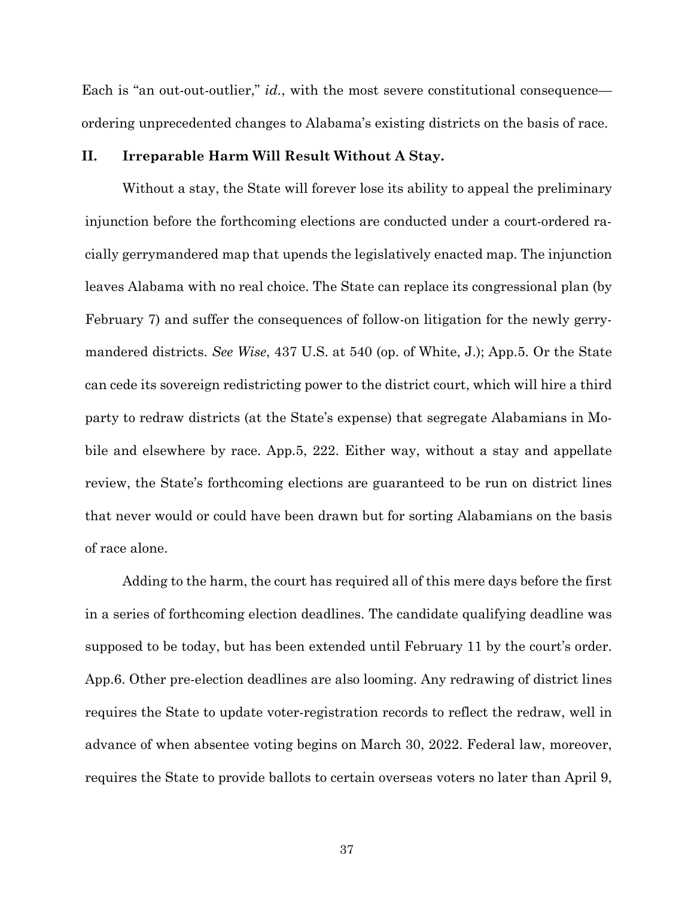Each is "an out-out-outlier," *id.*, with the most severe constitutional consequence—ordering unprecedented changes to Alabama's existing districts on the basis of race.

## II. Irreparable Harm Will Result Without A Stay.

Without a stay, the State will forever lose its ability to appeal the preliminary injunction before the forthcoming elections are conducted under a court-ordered racially gerrymandered map that upends the legislatively enacted map. The injunction leaves Alabama with no real choice. The State can replace its congressional plan (by February 7) and suffer the consequences of follow-on litigation for the newly gerrymandered districts. *See Wise*, 437 U.S. at 540 (op. of White, J.); App.5. Or the State can cede its sovereign redistricting power to the district court, which will hire a third party to redraw districts (at the State's expense) that segregate Alabamians in Mobile and elsewhere by race. App.5, 222. Either way, without a stay and appellate review, the State's forthcoming elections are guaranteed to be run on district lines that never would or could have been drawn but for sorting Alabamians on the basis of race alone.

Adding to the harm, the court has required all of this mere days before the first in a series of forthcoming election deadlines. The candidate qualifying deadline was supposed to be today, but has been extended until February 11 by the court's order. App.6. Other pre-election deadlines are also looming. Any redrawing of district lines requires the State to update voter-registration records to reflect the redraw, well in advance of when absentee voting begins on March 30, 2022. Federal law, moreover, requires the State to provide ballots to certain overseas voters no later than April 9,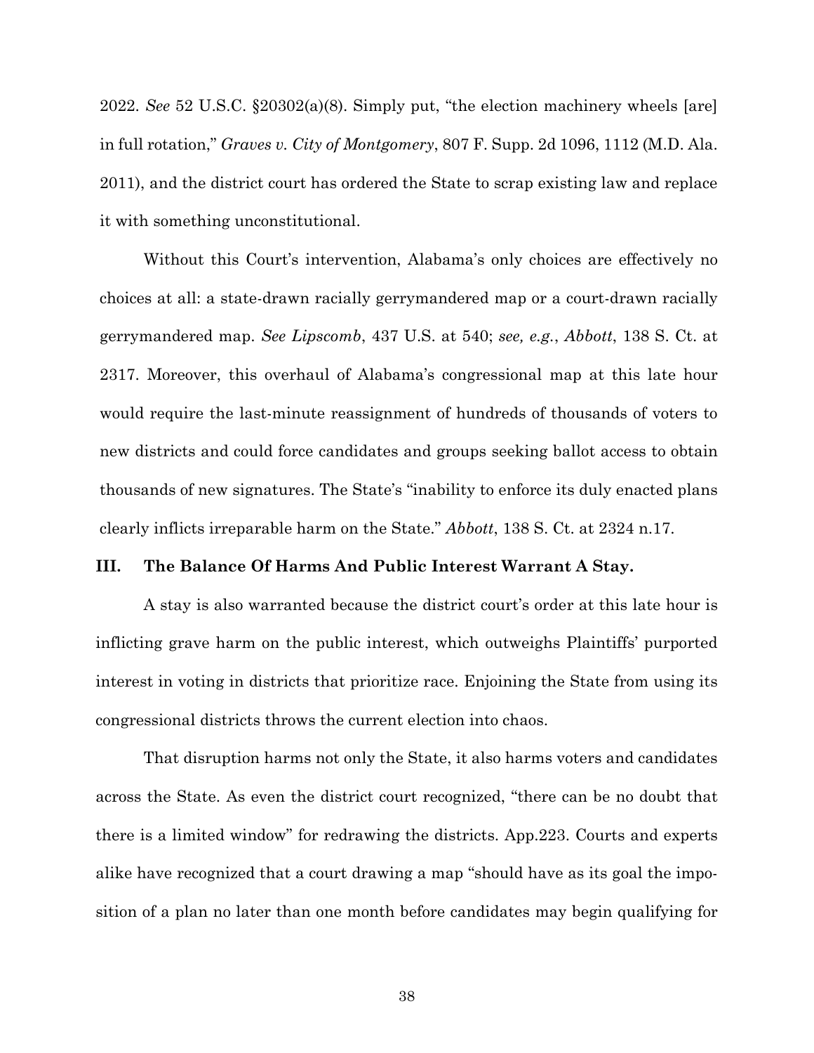2022. *See* 52 U.S.C. §20302(a)(8). Simply put, "the election machinery wheels [are] in full rotation," *Graves v. City of Montgomery*, 807 F. Supp. 2d 1096, 1112 (M.D. Ala. 2011), and the district court has ordered the State to scrap existing law and replace it with something unconstitutional.

Without this Court's intervention, Alabama's only choices are effectively no choices at all: a state-drawn racially gerrymandered map or a court-drawn racially gerrymandered map. *See Lipscomb*, 437 U.S. at 540; *see, e.g.*, *Abbott*, 138 S. Ct. at 2317. Moreover, this overhaul of Alabama's congressional map at this late hour would require the last-minute reassignment of hundreds of thousands of voters to new districts and could force candidates and groups seeking ballot access to obtain thousands of new signatures. The State's "inability to enforce its duly enacted plans clearly inflicts irreparable harm on the State." *Abbott*, 138 S. Ct. at 2324 n.17.

## III. The Balance Of Harms And Public Interest Warrant A Stay.

A stay is also warranted because the district court's order at this late hour is inflicting grave harm on the public interest, which outweighs Plaintiffs' purported interest in voting in districts that prioritize race. Enjoining the State from using its congressional districts throws the current election into chaos.

That disruption harms not only the State, it also harms voters and candidates across the State. As even the district court recognized, "there can be no doubt that there is a limited window" for redrawing the districts. App.223. Courts and experts alike have recognized that a court drawing a map "should have as its goal the imposition of a plan no later than one month before candidates may begin qualifying for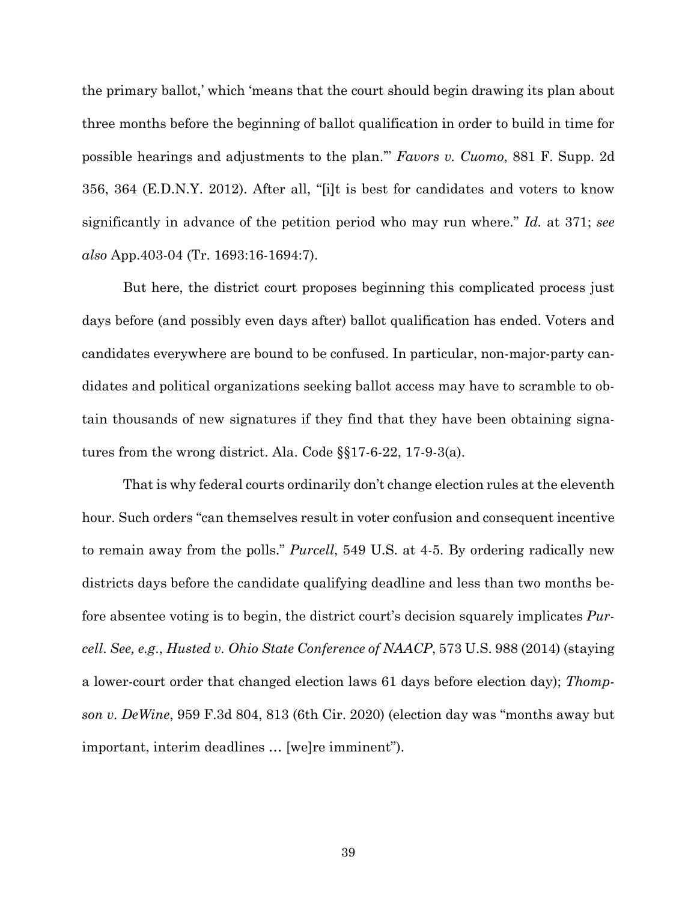the primary ballot,' which 'means that the court should begin drawing its plan about three months before the beginning of ballot qualification in order to build in time for possible hearings and adjustments to the plan.'" *Favors v. Cuomo*, 881 F. Supp. 2d 356, 364 (E.D.N.Y. 2012). After all, "[i]t is best for candidates and voters to know significantly in advance of the petition period who may run where." *Id.* at 371; *see also* App.403-04 (Tr. 1693:16-1694:7).

But here, the district court proposes beginning this complicated process just days before (and possibly even days after) ballot qualification has ended. Voters and candidates everywhere are bound to be confused. In particular, non-major-party candidates and political organizations seeking ballot access may have to scramble to obtain thousands of new signatures if they find that they have been obtaining signatures from the wrong district. Ala. Code §§17-6-22, 17-9-3(a).

That is why federal courts ordinarily don't change election rules at the eleventh hour. Such orders "can themselves result in voter confusion and consequent incentive to remain away from the polls." *Purcell*, 549 U.S. at 4-5. By ordering radically new districts days before the candidate qualifying deadline and less than two months before absentee voting is to begin, the district court's decision squarely implicates *Purcell*. *See, e.g.*, *Husted v. Ohio State Conference of NAACP*, 573 U.S. 988 (2014) (staying a lower-court order that changed election laws 61 days before election day); *Thompson v. DeWine*, 959 F.3d 804, 813 (6th Cir. 2020) (election day was "months away but important, interim deadlines … [we]re imminent").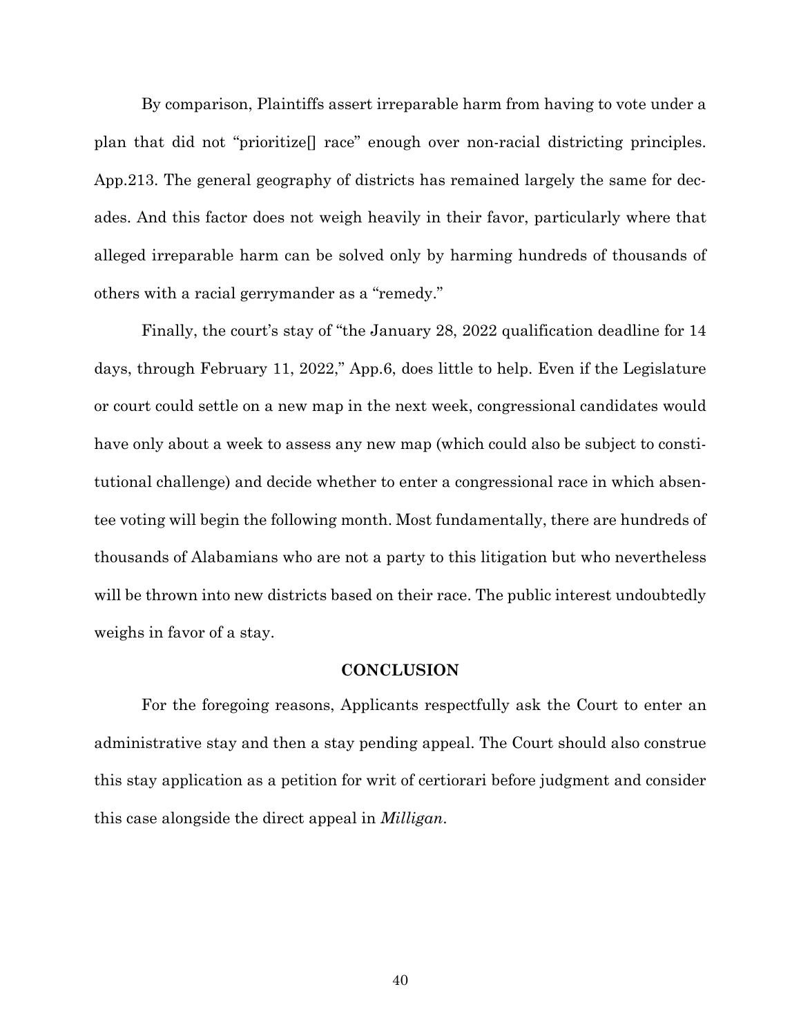By comparison, Plaintiffs assert irreparable harm from having to vote under a plan that did not "prioritize[] race" enough over non-racial districting principles. App.213. The general geography of districts has remained largely the same for decades. And this factor does not weigh heavily in their favor, particularly where that alleged irreparable harm can be solved only by harming hundreds of thousands of others with a racial gerrymander as a "remedy."

Finally, the court's stay of "the January 28, 2022 qualification deadline for 14 days, through February 11, 2022," App.6, does little to help. Even if the Legislature or court could settle on a new map in the next week, congressional candidates would have only about a week to assess any new map (which could also be subject to constitutional challenge) and decide whether to enter a congressional race in which absentee voting will begin the following month. Most fundamentally, there are hundreds of thousands of Alabamians who are not a party to this litigation but who nevertheless will be thrown into new districts based on their race. The public interest undoubtedly weighs in favor of a stay.

## CONCLUSION

For the foregoing reasons, Applicants respectfully ask the Court to enter an administrative stay and then a stay pending appeal. The Court should also construe this stay application as a petition for writ of certiorari before judgment and consider this case alongside the direct appeal in *Milligan*.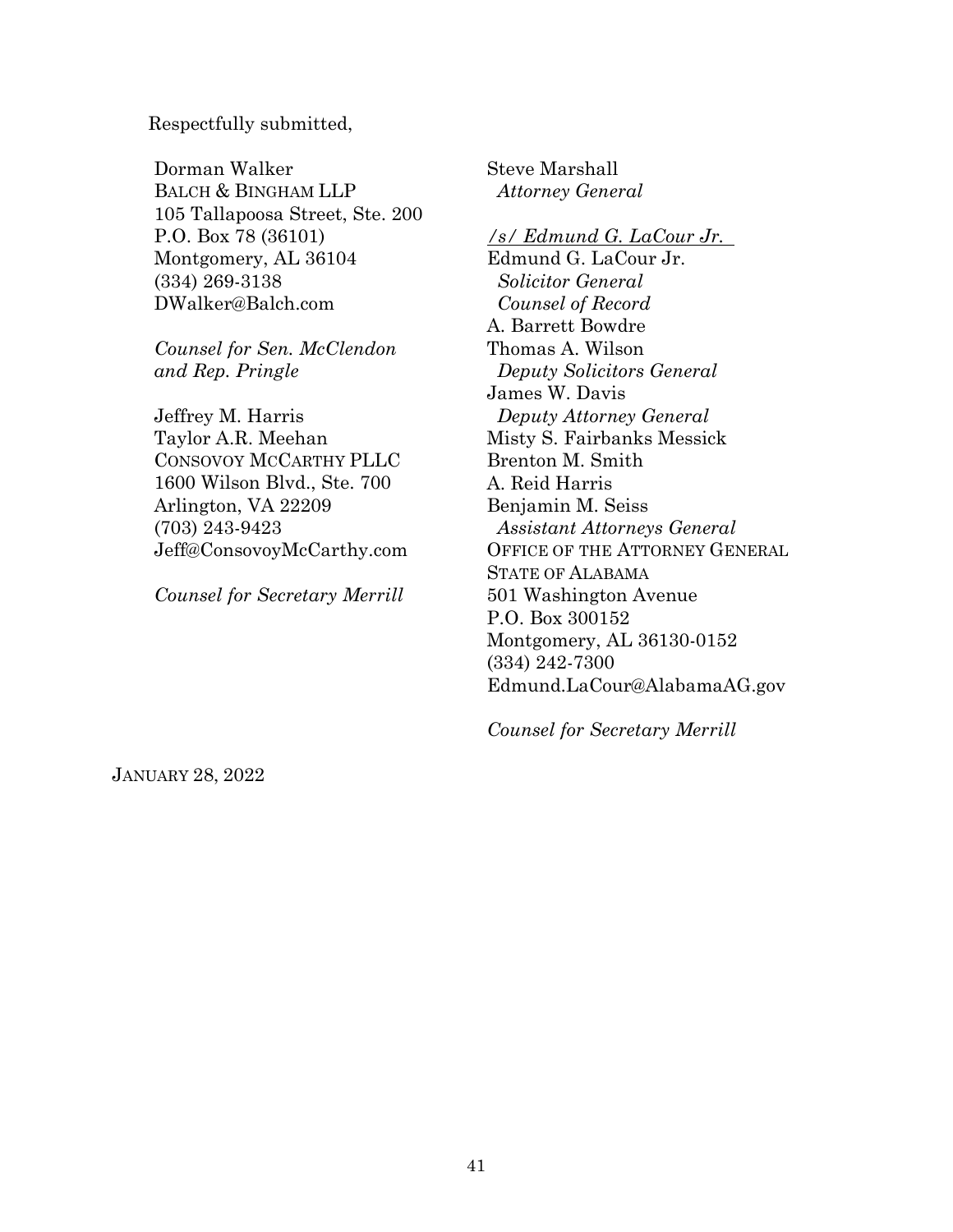Respectfully submitted,

Dorman Walker
BALCH & BINGHAM LLP
105 Tallapoosa Street, Ste. 200
P.O. Box 78 (36101)
Montgomery, AL 36104
(334) 269-3138
DWalker@Balch.com

*Counsel for Sen. McClendon and Rep. Pringle*

Jeffrey M. Harris
Taylor A.R. Meehan
CONSOVOY MCCARTHY PLLC
1600 Wilson Blvd., Ste. 700
Arlington, VA 22209
(703) 243-9423
Jeff@ConsovoyMcCarthy.com

*Counsel for Secretary Merrill*

Steve Marshall
*Attorney General*

*/s/ Edmund G. LaCour Jr.*
Edmund G. LaCour Jr.
*Solicitor General*
*Counsel of Record*
A. Barrett Bowdre
Thomas A. Wilson
*Deputy Solicitors General*
James W. Davis
*Deputy Attorney General*
Misty S. Fairbanks Messick
Brenton M. Smith
A. Reid Harris
Benjamin M. Seiss
*Assistant Attorneys General*
OFFICE OF THE ATTORNEY GENERAL
STATE OF ALABAMA
501 Washington Avenue
P.O. Box 300152
Montgomery, AL 36130-0152
(334) 242-7300
Edmund.LaCour@AlabamaAG.gov

*Counsel for Secretary Merrill*

JANUARY 28, 2022